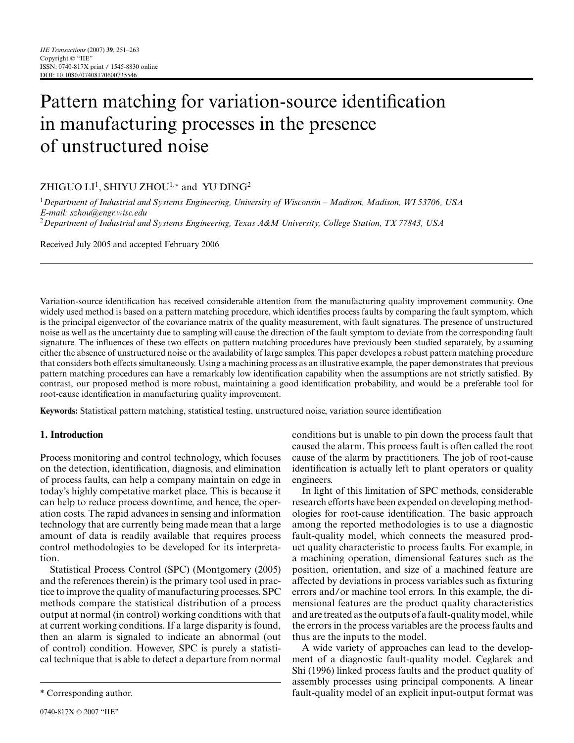# Pattern matching for variation-source identification in manufacturing processes in the presence of unstructured noise

ZHIGUO LI[1], SHIYU ZHOU[1,*] and YU DING[2]

[1]*Department of Industrial and Systems Engineering, University of Wisconsin – Madison, Madison, WI 53706, USA*
*E-mail: szhou@engr.wisc.edu*
[2]*Department of Industrial and Systems Engineering, Texas A&M University, College Station, TX 77843, USA*

Received July 2005 and accepted February 2006

Variation-source identification has received considerable attention from the manufacturing quality improvement community. One widely used method is based on a pattern matching procedure, which identifies process faults by comparing the fault symptom, which is the principal eigenvector of the covariance matrix of the quality measurement, with fault signatures. The presence of unstructured noise as well as the uncertainty due to sampling will cause the direction of the fault symptom to deviate from the corresponding fault signature. The influences of these two effects on pattern matching procedures have previously been studied separately, by assuming either the absence of unstructured noise or the availability of large samples. This paper developes a robust pattern matching procedure that considers both effects simultaneously. Using a machining process as an illustrative example, the paper demonstrates that previous pattern matching procedures can have a remarkably low identification capability when the assumptions are not strictly satisfied. By contrast, our proposed method is more robust, maintaining a good identification probability, and would be a preferable tool for root-cause identification in manufacturing quality improvement.

**Keywords:** Statistical pattern matching, statistical testing, unstructured noise, variation source identification

## 1. Introduction

Process monitoring and control technology, which focuses on the detection, identification, diagnosis, and elimination of process faults, can help a company maintain on edge in today's highly competative market place. This is because it can help to reduce process downtime, and hence, the operation costs. The rapid advances in sensing and information technology that are currently being made mean that a large amount of data is readily available that requires process control methodologies to be developed for its interpretation.

Statistical Process Control (SPC) (Montgomery (2005) and the references therein) is the primary tool used in practice to improve the quality of manufacturing processes. SPC methods compare the statistical distribution of a process output at normal (in control) working conditions with that at current working conditions. If a large disparity is found, then an alarm is signaled to indicate an abnormal (out of control) condition. However, SPC is purely a statistical technique that is able to detect a departure from normal conditions but is unable to pin down the process fault that caused the alarm. This process fault is often called the root cause of the alarm by practitioners. The job of root-cause identification is actually left to plant operators or quality engineers.

In light of this limitation of SPC methods, considerable research efforts have been expended on developing methodologies for root-cause identification. The basic approach among the reported methodologies is to use a diagnostic fault-quality model, which connects the measured product quality characteristic to process faults. For example, in a machining operation, dimensional features such as the position, orientation, and size of a machined feature are affected by deviations in process variables such as fixturing errors and/or machine tool errors. In this example, the dimensional features are the product quality characteristics and are treated as the outputs of a fault-quality model, while the errors in the process variables are the process faults and thus are the inputs to the model.

A wide variety of approaches can lead to the development of a diagnostic fault-quality model. Ceglarek and Shi (1996) linked process faults and the product quality of assembly processes using principal components. A linear fault-quality model of an explicit input-output format was

\* Corresponding author.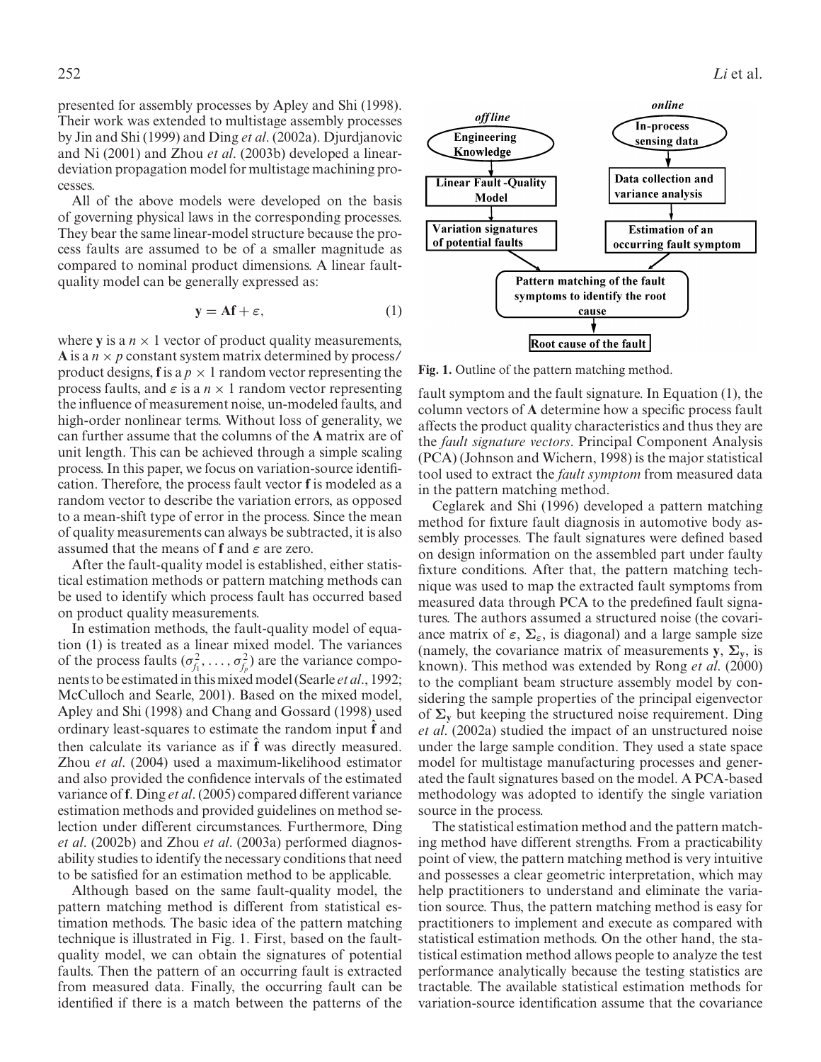presented for assembly processes by Apley and Shi (1998). Their work was extended to multistage assembly processes by Jin and Shi (1999) and Ding *et al*. (2002a). Djurdjanovic and Ni (2001) and Zhou *et al*. (2003b) developed a linear-deviation propagation model for multistage machining processes.

All of the above models were developed on the basis of governing physical laws in the corresponding processes. They bear the same linear-model structure because the process faults are assumed to be of a smaller magnitude as compared to nominal product dimensions. A linear fault-quality model can be generally expressed as:

$$\mathbf{y} = \mathbf{A}\mathbf{f} + \varepsilon, \tag{1}$$

where $\mathbf{y}$ is a $n \times 1$ vector of product quality measurements, $\mathbf{A}$ is a $n \times p$ constant system matrix determined by process/product designs, $\mathbf{f}$ is a $p \times 1$ random vector representing the process faults, and $\varepsilon$ is a $n \times 1$ random vector representing the influence of measurement noise, un-modeled faults, and high-order nonlinear terms. Without loss of generality, we can further assume that the columns of the $\mathbf{A}$ matrix are of unit length. This can be achieved through a simple scaling process. In this paper, we focus on variation-source identification. Therefore, the process fault vector $\mathbf{f}$ is modeled as a random vector to describe the variation errors, as opposed to a mean-shift type of error in the process. Since the mean of quality measurements can always be subtracted, it is also assumed that the means of $\mathbf{f}$ and $\varepsilon$ are zero.

After the fault-quality model is established, either statistical estimation methods or pattern matching methods can be used to identify which process fault has occurred based on product quality measurements.

In estimation methods, the fault-quality model of equation (1) is treated as a linear mixed model. The variances of the process faults ($\sigma_{f_1}^2, \ldots, \sigma_{f_p}^2$) are the variance components to be estimated in this mixed model (Searle *et al*., 1992; McCulloch and Searle, 2001). Based on the mixed model, Apley and Shi (1998) and Chang and Gossard (1998) used ordinary least-squares to estimate the random input $\hat{\mathbf{f}}$ and then calculate its variance as if $\hat{\mathbf{f}}$ was directly measured. Zhou *et al*. (2004) used a maximum-likelihood estimator and also provided the confidence intervals of the estimated variance of $\mathbf{f}$. Ding *et al*. (2005) compared different variance estimation methods and provided guidelines on method selection under different circumstances. Furthermore, Ding *et al*. (2002b) and Zhou *et al*. (2003a) performed diagnosability studies to identify the necessary conditions that need to be satisfied for an estimation method to be applicable.

Although based on the same fault-quality model, the pattern matching method is different from statistical estimation methods. The basic idea of the pattern matching technique is illustrated in Fig. 1. First, based on the fault-quality model, we can obtain the signatures of potential faults. Then the pattern of an occurring fault is extracted from measured data. Finally, the occurring fault can be identified if there is a match between the patterns of the fault symptom and the fault signature. In Equation (1), the column vectors of $\mathbf{A}$ determine how a specific process fault affects the product quality characteristics and thus they are the *fault signature vectors*. Principal Component Analysis (PCA) (Johnson and Wichern, 1998) is the major statistical tool used to extract the *fault symptom* from measured data in the pattern matching method.

**Fig. 1.** Outline of the pattern matching method.

Ceglarek and Shi (1996) developed a pattern matching method for fixture fault diagnosis in automotive body assembly processes. The fault signatures were defined based on design information on the assembled part under faulty fixture conditions. After that, the pattern matching technique was used to map the extracted fault symptoms from measured data through PCA to the predefined fault signatures. The authors assumed a structured noise (the covariance matrix of $\varepsilon$, $\boldsymbol{\Sigma}_\varepsilon$, is diagonal) and a large sample size (namely, the covariance matrix of measurements $\mathbf{y}$, $\boldsymbol{\Sigma}_\mathbf{y}$, is known). This method was extended by Rong *et al*. (2000) to the compliant beam structure assembly model by considering the sample properties of the principal eigenvector of $\boldsymbol{\Sigma}_\mathbf{y}$ but keeping the structured noise requirement. Ding *et al*. (2002a) studied the impact of an unstructured noise under the large sample condition. They used a state space model for multistage manufacturing processes and generated the fault signatures based on the model. A PCA-based methodology was adopted to identify the single variation source in the process.

The statistical estimation method and the pattern matching method have different strengths. From a practicability point of view, the pattern matching method is very intuitive and possesses a clear geometric interpretation, which may help practitioners to understand and eliminate the variation source. Thus, the pattern matching method is easy for practitioners to implement and execute as compared with statistical estimation methods. On the other hand, the statistical estimation method allows people to analyze the test performance analytically because the testing statistics are tractable. The available statistical estimation methods for variation-source identification assume that the covariance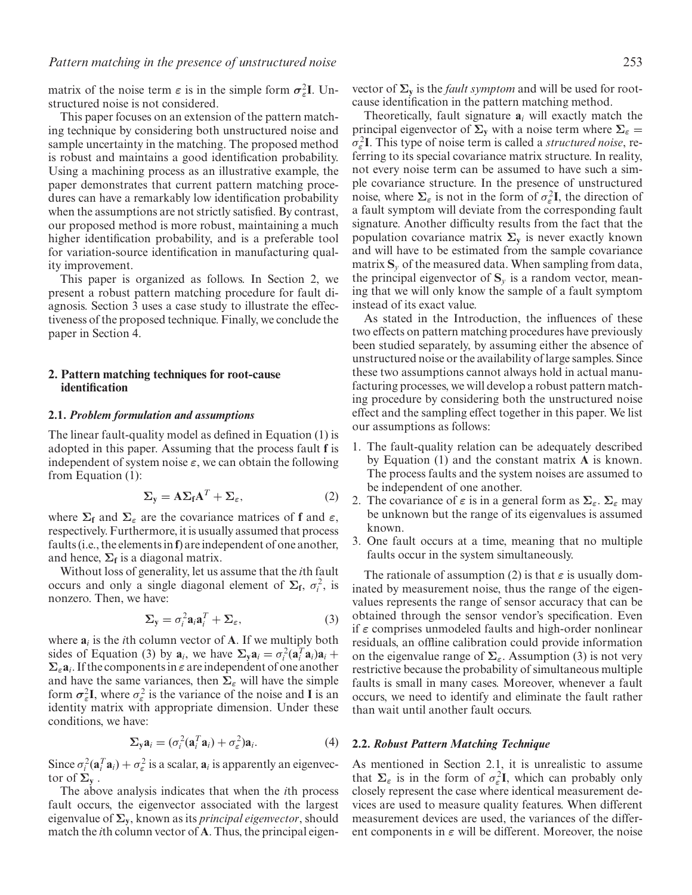matrix of the noise term $\varepsilon$ is in the simple form $\sigma_\varepsilon^2\mathbf{I}$. Unstructured noise is not considered.

This paper focuses on an extension of the pattern matching technique by considering both unstructured noise and sample uncertainty in the matching. The proposed method is robust and maintains a good identification probability. Using a machining process as an illustrative example, the paper demonstrates that current pattern matching procedures can have a remarkably low identification probability when the assumptions are not strictly satisfied. By contrast, our proposed method is more robust, maintaining a much higher identification probability, and is a preferable tool for variation-source identification in manufacturing quality improvement.

This paper is organized as follows. In Section 2, we present a robust pattern matching procedure for fault diagnosis. Section 3 uses a case study to illustrate the effectiveness of the proposed technique. Finally, we conclude the paper in Section 4.

## 2. Pattern matching techniques for root-cause identification

### 2.1. *Problem formulation and assumptions*

The linear fault-quality model as defined in Equation (1) is adopted in this paper. Assuming that the process fault $\mathbf{f}$ is independent of system noise $\varepsilon$, we can obtain the following from Equation (1):

$$\mathbf{\Sigma_y} = \mathbf{A}\mathbf{\Sigma_f}\mathbf{A}^T + \mathbf{\Sigma}_\varepsilon, \tag{2}$$

where $\mathbf{\Sigma_f}$ and $\mathbf{\Sigma}_\varepsilon$ are the covariance matrices of $\mathbf{f}$ and $\varepsilon$, respectively. Furthermore, it is usually assumed that process faults (i.e., the elements in $\mathbf{f}$) are independent of one another, and hence, $\mathbf{\Sigma_f}$ is a diagonal matrix.

Without loss of generality, let us assume that the $i$th fault occurs and only a single diagonal element of $\mathbf{\Sigma_f}$, $\sigma_i^2$, is nonzero. Then, we have:

$$\mathbf{\Sigma_y} = \sigma_i^2\mathbf{a}_i\mathbf{a}_i^T + \mathbf{\Sigma}_\varepsilon, \tag{3}$$

where $\mathbf{a}_i$ is the $i$th column vector of $\mathbf{A}$. If we multiply both sides of Equation (3) by $\mathbf{a}_i$, we have $\mathbf{\Sigma_y}\mathbf{a}_i = \sigma_i^2(\mathbf{a}_i^T\mathbf{a}_i)\mathbf{a}_i + \mathbf{\Sigma}_\varepsilon\mathbf{a}_i$. If the components in $\varepsilon$ are independent of one another and have the same variances, then $\mathbf{\Sigma}_\varepsilon$ will have the simple form $\sigma_\varepsilon^2\mathbf{I}$, where $\sigma_\varepsilon^2$ is the variance of the noise and $\mathbf{I}$ is an identity matrix with appropriate dimension. Under these conditions, we have:

$$\mathbf{\Sigma_y}\mathbf{a}_i = (\sigma_i^2(\mathbf{a}_i^T\mathbf{a}_i) + \sigma_\varepsilon^2)\mathbf{a}_i. \tag{4}$$

Since $\sigma_i^2(\mathbf{a}_i^T\mathbf{a}_i) + \sigma_\varepsilon^2$ is a scalar, $\mathbf{a}_i$ is apparently an eigenvector of $\mathbf{\Sigma_y}$.

The above analysis indicates that when the $i$th process fault occurs, the eigenvector associated with the largest eigenvalue of $\mathbf{\Sigma_y}$, known as its *principal eigenvector*, should match the $i$th column vector of $\mathbf{A}$. Thus, the principal eigenvector of $\mathbf{\Sigma_y}$ is the *fault symptom* and will be used for root-cause identification in the pattern matching method.

Theoretically, fault signature $\mathbf{a}_i$ will exactly match the principal eigenvector of $\mathbf{\Sigma_y}$ with a noise term where $\mathbf{\Sigma}_\varepsilon = \sigma_\varepsilon^2\mathbf{I}$. This type of noise term is called a *structured noise*, referring to its special covariance matrix structure. In reality, not every noise term can be assumed to have such a simple covariance structure. In the presence of unstructured noise, where $\mathbf{\Sigma}_\varepsilon$ is not in the form of $\sigma_\varepsilon^2\mathbf{I}$, the direction of a fault symptom will deviate from the corresponding fault signature. Another difficulty results from the fact that the population covariance matrix $\mathbf{\Sigma_y}$ is never exactly known and will have to be estimated from the sample covariance matrix $\mathbf{S}_y$ of the measured data. When sampling from data, the principal eigenvector of $\mathbf{S}_y$ is a random vector, meaning that we will only know the sample of a fault symptom instead of its exact value.

As stated in the Introduction, the influences of these two effects on pattern matching procedures have previously been studied separately, by assuming either the absence of unstructured noise or the availability of large samples. Since these two assumptions cannot always hold in actual manufacturing processes, we will develop a robust pattern matching procedure by considering both the unstructured noise effect and the sampling effect together in this paper. We list our assumptions as follows:

1. The fault-quality relation can be adequately described by Equation (1) and the constant matrix $\mathbf{A}$ is known. The process faults and the system noises are assumed to be independent of one another.
2. The covariance of $\varepsilon$ is in a general form as $\mathbf{\Sigma}_\varepsilon$. $\mathbf{\Sigma}_\varepsilon$ may be unknown but the range of its eigenvalues is assumed known.
3. One fault occurs at a time, meaning that no multiple faults occur in the system simultaneously.

The rationale of assumption (2) is that $\varepsilon$ is usually dominated by measurement noise, thus the range of the eigenvalues represents the range of sensor accuracy that can be obtained through the sensor vendor's specification. Even if $\varepsilon$ comprises unmodeled faults and high-order nonlinear residuals, an offline calibration could provide information on the eigenvalue range of $\mathbf{\Sigma}_\varepsilon$. Assumption (3) is not very restrictive because the probability of simultaneous multiple faults is small in many cases. Moreover, whenever a fault occurs, we need to identify and eliminate the fault rather than wait until another fault occurs.

### 2.2. *Robust Pattern Matching Technique*

As mentioned in Section 2.1, it is unrealistic to assume that $\mathbf{\Sigma}_\varepsilon$ is in the form of $\sigma_\varepsilon^2\mathbf{I}$, which can probably only closely represent the case where identical measurement devices are used to measure quality features. When different measurement devices are used, the variances of the different components in $\varepsilon$ will be different. Moreover, the noise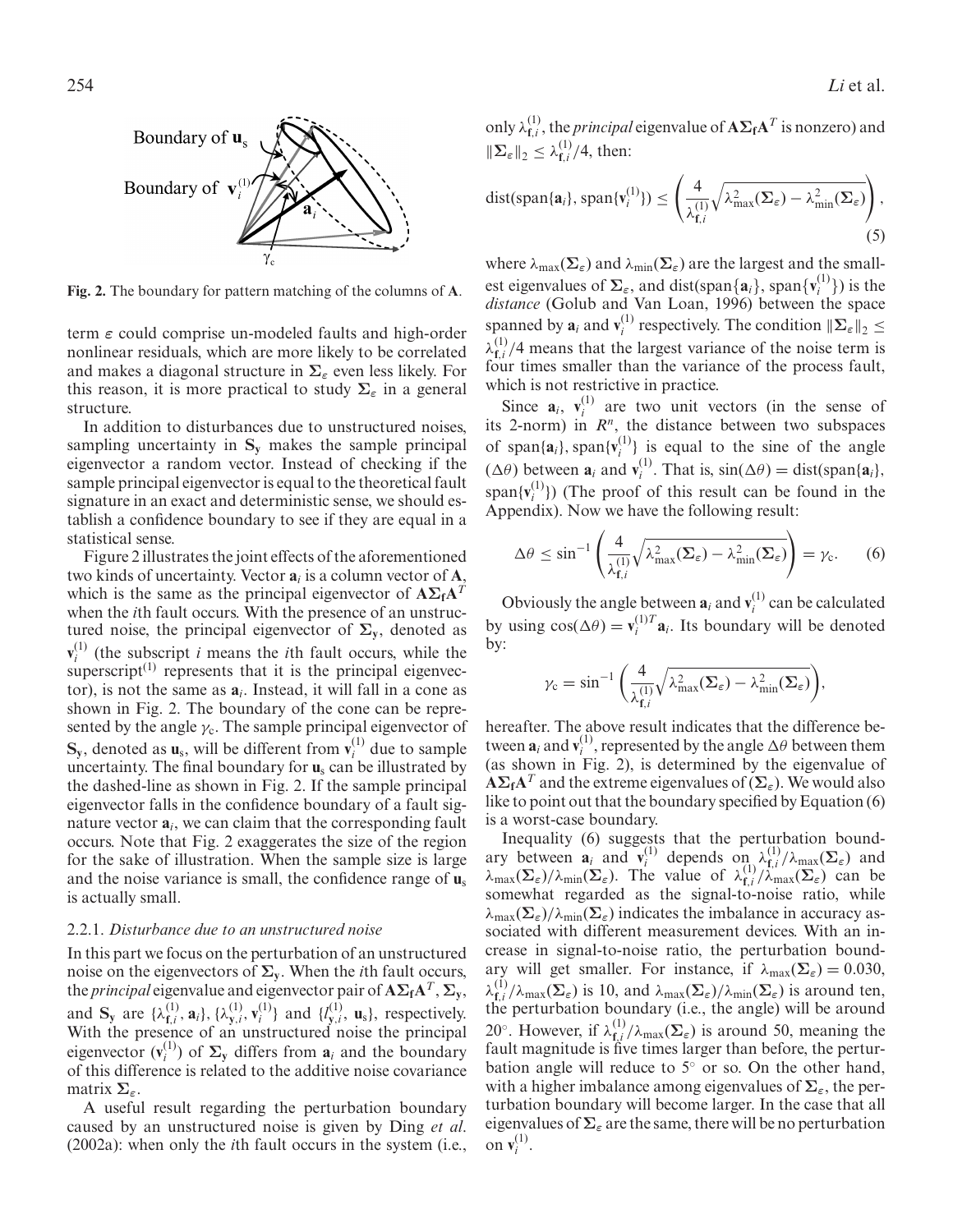Fig. 2. The boundary for pattern matching of the columns of $\mathbf{A}$.

term $\varepsilon$ could comprise un-modeled faults and high-order nonlinear residuals, which are more likely to be correlated and makes a diagonal structure in $\mathbf{\Sigma}_\varepsilon$ even less likely. For this reason, it is more practical to study $\mathbf{\Sigma}_\varepsilon$ in a general structure.

In addition to disturbances due to unstructured noises, sampling uncertainty in $\mathbf{S_y}$ makes the sample principal eigenvector a random vector. Instead of checking if the sample principal eigenvector is equal to the theoretical fault signature in an exact and deterministic sense, we should establish a confidence boundary to see if they are equal in a statistical sense.

Figure 2 illustrates the joint effects of the aforementioned two kinds of uncertainty. Vector $\mathbf{a}_i$ is a column vector of $\mathbf{A}$, which is the same as the principal eigenvector of $\mathbf{A\Sigma_f A}^T$ when the $i$th fault occurs. With the presence of an unstructured noise, the principal eigenvector of $\mathbf{\Sigma_y}$, denoted as $\mathbf{v}_i^{(1)}$ (the subscript $i$ means the $i$th fault occurs, while the superscript$^{(1)}$ represents that it is the principal eigenvector), is not the same as $\mathbf{a}_i$. Instead, it will fall in a cone as shown in Fig. 2. The boundary of the cone can be represented by the angle $\gamma_c$. The sample principal eigenvector of $\mathbf{S_y}$, denoted as $\mathbf{u}_s$, will be different from $\mathbf{v}_i^{(1)}$ due to sample uncertainty. The final boundary for $\mathbf{u}_s$ can be illustrated by the dashed-line as shown in Fig. 2. If the sample principal eigenvector falls in the confidence boundary of a fault signature vector $\mathbf{a}_i$, we can claim that the corresponding fault occurs. Note that Fig. 2 exaggerates the size of the region for the sake of illustration. When the sample size is large and the noise variance is small, the confidence range of $\mathbf{u}_s$ is actually small.

### 2.2.1. *Disturbance due to an unstructured noise*

In this part we focus on the perturbation of an unstructured noise on the eigenvectors of $\mathbf{\Sigma_y}$. When the $i$th fault occurs, the *principal* eigenvalue and eigenvector pair of $\mathbf{A\Sigma_f A}^T$, $\mathbf{\Sigma_y}$, and $\mathbf{S_y}$ are $\{\lambda_{\mathbf{f},i}^{(1)}, \mathbf{a}_i\}$, $\{\lambda_{\mathbf{y},i}^{(1)}, \mathbf{v}_i^{(1)}\}$ and $\{l_{\mathbf{y},i}^{(1)}, \mathbf{u}_s\}$, respectively. With the presence of an unstructured noise the principal eigenvector ($\mathbf{v}_i^{(1)}$) of $\mathbf{\Sigma_y}$ differs from $\mathbf{a}_i$ and the boundary of this difference is related to the additive noise covariance matrix $\mathbf{\Sigma}_\varepsilon$.

A useful result regarding the perturbation boundary caused by an unstructured noise is given by Ding *et al.* (2002a): when only the $i$th fault occurs in the system (i.e., only $\lambda_{\mathbf{f},i}^{(1)}$, the *principal* eigenvalue of $\mathbf{A\Sigma_f A}^T$ is nonzero) and $\|\mathbf{\Sigma}_\varepsilon\|_2 \le \lambda_{\mathbf{f},i}^{(1)}/4$, then:

$$\operatorname{dist}(\operatorname{span}\{\mathbf{a}_i\}, \operatorname{span}\{\mathbf{v}_i^{(1)}\}) \le \left( \frac{4}{\lambda_{\mathbf{f},i}^{(1)}} \sqrt{\lambda_{\max}^2(\mathbf{\Sigma}_\varepsilon) - \lambda_{\min}^2(\mathbf{\Sigma}_\varepsilon)} \right), \tag{5}$$

where $\lambda_{\max}(\mathbf{\Sigma}_\varepsilon)$ and $\lambda_{\min}(\mathbf{\Sigma}_\varepsilon)$ are the largest and the smallest eigenvalues of $\mathbf{\Sigma}_\varepsilon$, and $\operatorname{dist}(\operatorname{span}\{\mathbf{a}_i\}, \operatorname{span}\{\mathbf{v}_i^{(1)}\})$ is the *distance* (Golub and Van Loan, 1996) between the space spanned by $\mathbf{a}_i$ and $\mathbf{v}_i^{(1)}$ respectively. The condition $\|\mathbf{\Sigma}_\varepsilon\|_2 \le \lambda_{\mathbf{f},i}^{(1)}/4$ means that the largest variance of the noise term is four times smaller than the variance of the process fault, which is not restrictive in practice.

Since $\mathbf{a}_i$, $\mathbf{v}_i^{(1)}$ are two unit vectors (in the sense of its 2-norm) in $R^n$, the distance between two subspaces of $\operatorname{span}\{\mathbf{a}_i\}, \operatorname{span}\{\mathbf{v}_i^{(1)}\}$ is equal to the sine of the angle ($\Delta\theta$) between $\mathbf{a}_i$ and $\mathbf{v}_i^{(1)}$. That is, $\sin(\Delta\theta) = \operatorname{dist}(\operatorname{span}\{\mathbf{a}_i\}, \operatorname{span}\{\mathbf{v}_i^{(1)}\})$ (The proof of this result can be found in the Appendix). Now we have the following result:

$$\Delta\theta \le \sin^{-1}\left( \frac{4}{\lambda_{\mathbf{f},i}^{(1)}} \sqrt{\lambda_{\max}^2(\mathbf{\Sigma}_\varepsilon) - \lambda_{\min}^2(\mathbf{\Sigma}_\varepsilon)} \right) = \gamma_c. \tag{6}$$

Obviously the angle between $\mathbf{a}_i$ and $\mathbf{v}_i^{(1)}$ can be calculated by using $\cos(\Delta\theta) = \mathbf{v}_i^{(1)T}\mathbf{a}_i$. Its boundary will be denoted by:

$$\gamma_c = \sin^{-1}\left( \frac{4}{\lambda_{\mathbf{f},i}^{(1)}} \sqrt{\lambda_{\max}^2(\mathbf{\Sigma}_\varepsilon) - \lambda_{\min}^2(\mathbf{\Sigma}_\varepsilon)} \right),$$

hereafter. The above result indicates that the difference between $\mathbf{a}_i$ and $\mathbf{v}_i^{(1)}$, represented by the angle $\Delta\theta$ between them (as shown in Fig. 2), is determined by the eigenvalue of $\mathbf{A\Sigma_f A}^T$ and the extreme eigenvalues of $(\mathbf{\Sigma}_\varepsilon)$. We would also like to point out that the boundary specified by Equation (6) is a worst-case boundary.

Inequality (6) suggests that the perturbation boundary between $\mathbf{a}_i$ and $\mathbf{v}_i^{(1)}$ depends on $\lambda_{\mathbf{f},i}^{(1)}/\lambda_{\max}(\mathbf{\Sigma}_\varepsilon)$ and $\lambda_{\max}(\mathbf{\Sigma}_\varepsilon)/\lambda_{\min}(\mathbf{\Sigma}_\varepsilon)$. The value of $\lambda_{\mathbf{f},i}^{(1)}/\lambda_{\max}(\mathbf{\Sigma}_\varepsilon)$ can be somewhat regarded as the signal-to-noise ratio, while $\lambda_{\max}(\mathbf{\Sigma}_\varepsilon)/\lambda_{\min}(\mathbf{\Sigma}_\varepsilon)$ indicates the imbalance in accuracy associated with different measurement devices. With an increase in signal-to-noise ratio, the perturbation boundary will get smaller. For instance, if $\lambda_{\max}(\mathbf{\Sigma}_\varepsilon) = 0.030$, $\lambda_{\mathbf{f},i}^{(1)}/\lambda_{\max}(\mathbf{\Sigma}_\varepsilon)$ is 10, and $\lambda_{\max}(\mathbf{\Sigma}_\varepsilon)/\lambda_{\min}(\mathbf{\Sigma}_\varepsilon)$ is around ten, the perturbation boundary (i.e., the angle) will be around $20^\circ$. However, if $\lambda_{\mathbf{f},i}^{(1)}/\lambda_{\max}(\mathbf{\Sigma}_\varepsilon)$ is around 50, meaning the fault magnitude is five times larger than before, the perturbation angle will reduce to $5^\circ$ or so. On the other hand, with a higher imbalance among eigenvalues of $\mathbf{\Sigma}_\varepsilon$, the perturbation boundary will become larger. In the case that all eigenvalues of $\mathbf{\Sigma}_\varepsilon$ are the same, there will be no perturbation on $\mathbf{v}_i^{(1)}$.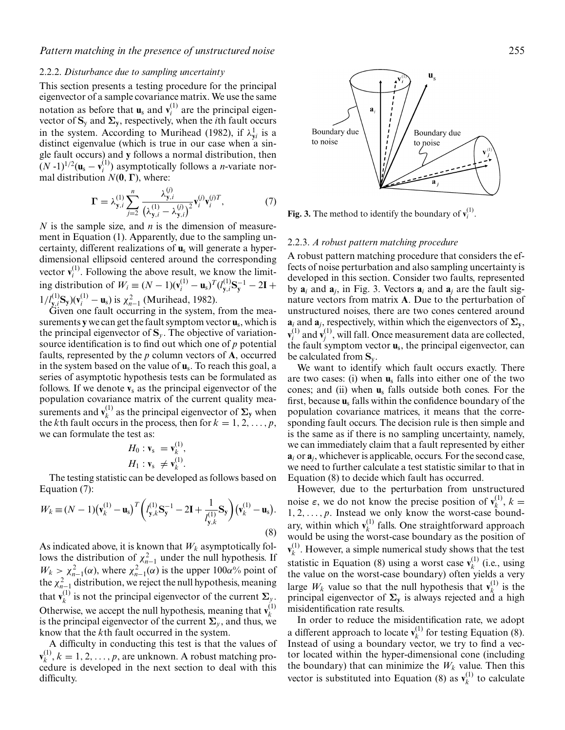### 2.2.2. *Disturbance due to sampling uncertainty*

This section presents a testing procedure for the principal eigenvector of a sample covariance matrix. We use the same notation as before that $\mathbf{u}_s$ and $\mathbf{v}_i^{(1)}$ are the principal eigenvector of $\mathbf{S}_y$ and $\mathbf{\Sigma_y}$, respectively, when the $i$th fault occurs in the system. According to Murihead (1982), if $\lambda_{\mathbf{y}i}^1$ is a distinct eigenvalue (which is true in our case when a single fault occurs) and $\mathbf{y}$ follows a normal distribution, then $(N\text{ -}1)^{1/2}(\mathbf{u}_s - \mathbf{v}_i^{(1)})$ asymptotically follows a $n$-variate normal distribution $N(\mathbf{0}, \mathbf{\Gamma})$, where:

$$\mathbf{\Gamma} = \lambda_{\mathbf{y},i}^{(1)} \sum_{j=2}^{n} \frac{\lambda_{\mathbf{y},i}^{(j)}}{\left(\lambda_{\mathbf{y},i}^{(1)} - \lambda_{\mathbf{y},i}^{(j)}\right)^2} \mathbf{v}_i^{(j)} \mathbf{v}_i^{(j)T}, \tag{7}$$

$N$ is the sample size, and $n$ is the dimension of measurement in Equation (1). Apparently, due to the sampling uncertainty, different realizations of $\mathbf{u}_s$ will generate a hyper-dimensional ellipsoid centered around the corresponding vector $\mathbf{v}_i^{(1)}$. Following the above result, we know the limiting distribution of $W_i \equiv (N-1)(\mathbf{v}_i^{(1)} - \mathbf{u}_s)^T (l_{\mathbf{y},i}^{(1)} \mathbf{S}_\mathbf{y}^{-1} - 2\mathbf{I} + 1/l_{\mathbf{y},i}^{(1)} \mathbf{S}_\mathbf{y})(\mathbf{v}_i^{(1)} - \mathbf{u}_s)$ is $\chi_{n-1}^2$ (Murihead, 1982).

Given one fault occurring in the system, from the measurements $\mathbf{y}$ we can get the fault symptom vector $\mathbf{u}_s$, which is the principal eigenvector of $\mathbf{S}_y$. The objective of variation-source identification is to find out which one of $p$ potential faults, represented by the $p$ column vectors of $\mathbf{A}$, occurred in the system based on the value of $\mathbf{u}_s$. To reach this goal, a series of asymptotic hypothesis tests can be formulated as follows. If we denote $\mathbf{v}_s$ as the principal eigenvector of the population covariance matrix of the current quality measurements and $\mathbf{v}_k^{(1)}$ as the principal eigenvector of $\mathbf{\Sigma_y}$ when the $k$th fault occurs in the process, then for $k = 1, 2, \ldots, p$, we can formulate the test as:

$$H_0 : \mathbf{v}_s = \mathbf{v}_k^{(1)},$$
$$H_1 : \mathbf{v}_s \neq \mathbf{v}_k^{(1)}.$$

The testing statistic can be developed as follows based on Equation (7):

$$W_k \equiv (N-1)\left(\mathbf{v}_k^{(1)} - \mathbf{u}_s\right)^T \left(l_{\mathbf{y},k}^{(1)} \mathbf{S}_\mathbf{y}^{-1} - 2\mathbf{I} + \frac{1}{l_{\mathbf{y},k}^{(1)}} \mathbf{S}_\mathbf{y}\right)\left(\mathbf{v}_k^{(1)} - \mathbf{u}_s\right). \tag{8}$$

As indicated above, it is known that $W_k$ asymptotically follows the distribution of $\chi_{n-1}^2$ under the null hypothesis. If $W_k > \chi_{n-1}^2(\alpha)$, where $\chi_{n-1}^2(\alpha)$ is the upper $100\alpha\%$ point of the $\chi_{n-1}^2$ distribution, we reject the null hypothesis, meaning that $\mathbf{v}_k^{(1)}$ is not the principal eigenvector of the current $\mathbf{\Sigma}_y$. Otherwise, we accept the null hypothesis, meaning that $\mathbf{v}_k^{(1)}$ is the principal eigenvector of the current $\mathbf{\Sigma}_y$, and thus, we know that the $k$th fault occurred in the system.

A difficulty in conducting this test is that the values of $\mathbf{v}_k^{(1)}$, $k = 1, 2, \ldots, p$, are unknown. A robust matching procedure is developed in the next section to deal with this difficulty.

**Fig. 3.** The method to identify the boundary of $\mathbf{v}_i^{(1)}$.

### 2.2.3. *A robust pattern matching procedure*

A robust pattern matching procedure that considers the effects of noise perturbation and also sampling uncertainty is developed in this section. Consider two faults, represented by $\mathbf{a}_i$ and $\mathbf{a}_j$, in Fig. 3. Vectors $\mathbf{a}_i$ and $\mathbf{a}_j$ are the fault signature vectors from matrix $\mathbf{A}$. Due to the perturbation of unstructured noises, there are two cones centered around $\mathbf{a}_i$ and $\mathbf{a}_j$, respectively, within which the eigenvectors of $\mathbf{\Sigma_y}$, $\mathbf{v}_i^{(1)}$ and $\mathbf{v}_j^{(1)}$, will fall. Once measurement data are collected, the fault symptom vector $\mathbf{u}_s$, the principal eigenvector, can be calculated from $\mathbf{S}_y$.

We want to identify which fault occurs exactly. There are two cases: (i) when $\mathbf{u}_s$ falls into either one of the two cones; and (ii) when $\mathbf{u}_s$ falls outside both cones. For the first, because $\mathbf{u}_s$ falls within the confidence boundary of the population covariance matrices, it means that the corresponding fault occurs. The decision rule is then simple and is the same as if there is no sampling uncertainty, namely, we can immediately claim that a fault represented by either $\mathbf{a}_i$ or $\mathbf{a}_j$, whichever is applicable, occurs. For the second case, we need to further calculate a test statistic similar to that in Equation (8) to decide which fault has occurred.

However, due to the perturbation from unstructured noise $\varepsilon$, we do not know the precise position of $\mathbf{v}_k^{(1)}$, $k = 1, 2, \ldots, p$. Instead we only know the worst-case boundary, within which $\mathbf{v}_k^{(1)}$ falls. One straightforward approach would be using the worst-case boundary as the position of $\mathbf{v}_k^{(1)}$. However, a simple numerical study shows that the test statistic in Equation (8) using a worst case $\mathbf{v}_k^{(1)}$ (i.e., using the value on the worst-case boundary) often yields a very large $W_k$ value so that the null hypothesis that $\mathbf{v}_k^{(1)}$ is the principal eigenvector of $\mathbf{\Sigma_y}$ is always rejected and a high misidentification rate results.

In order to reduce the misidentification rate, we adopt a different approach to locate $\mathbf{v}_k^{(1)}$ for testing Equation (8). Instead of using a boundary vector, we try to find a vector located within the hyper-dimensional cone (including the boundary) that can minimize the $W_k$ value. Then this vector is substituted into Equation (8) as $\mathbf{v}_k^{(1)}$ to calculate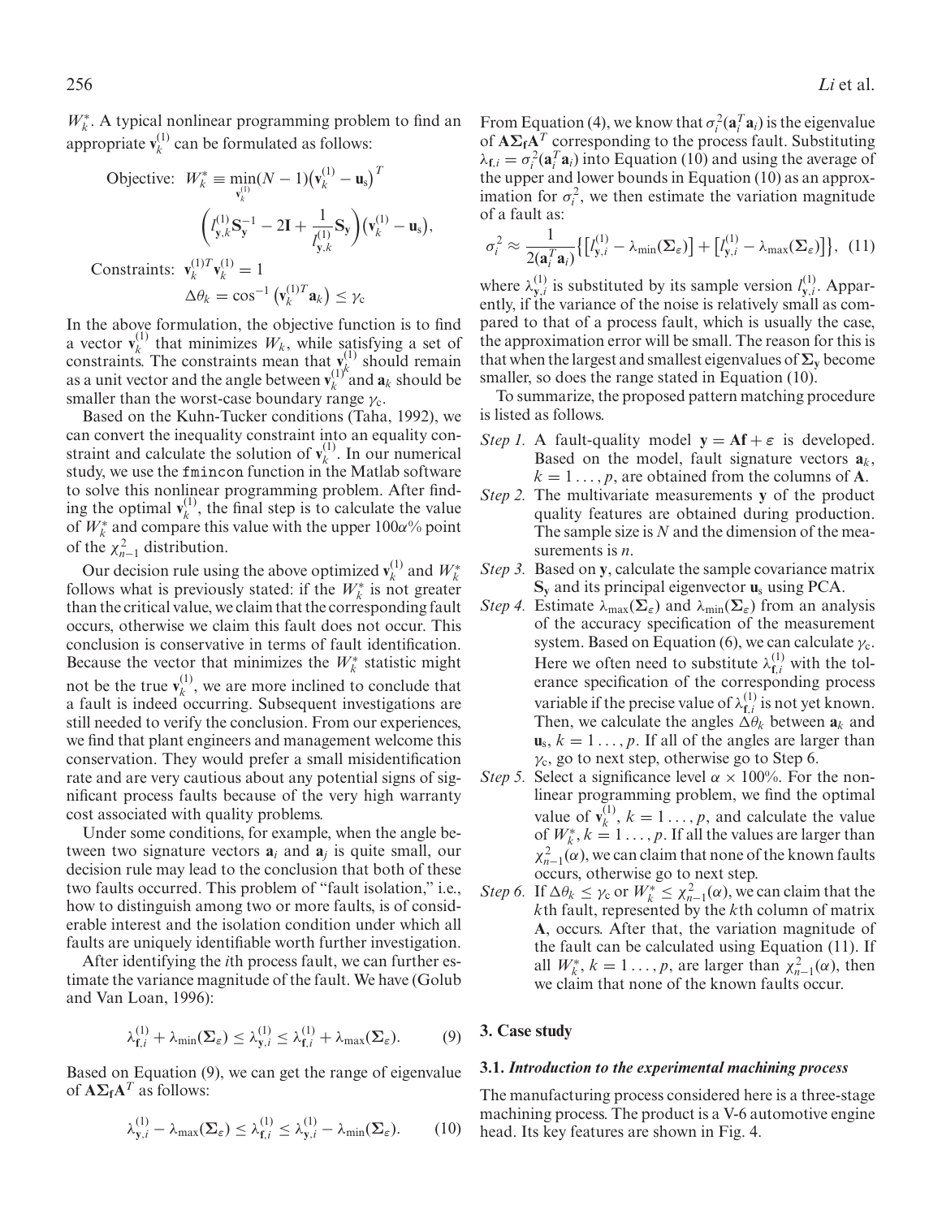$W_k^*$. A typical nonlinear programming problem to find an appropriate $\mathbf{v}_k^{(1)}$ can be formulated as follows:

$$\text{Objective:} \quad W_k^* \equiv \min_{\mathbf{v}_k^{(1)}} (N-1)\left(\mathbf{v}_k^{(1)} - \mathbf{u}_s\right)^T \left(l_{\mathbf{y},k}^{(1)} \mathbf{S}_{\mathbf{y}}^{-1} - 2\mathbf{I} + \frac{1}{l_{\mathbf{y},k}^{(1)}} \mathbf{S}_{\mathbf{y}}\right)\left(\mathbf{v}_k^{(1)} - \mathbf{u}_s\right),$$

$$\text{Constraints:} \quad \mathbf{v}_k^{(1)T}\mathbf{v}_k^{(1)} = 1$$

$$\Delta\theta_k = \cos^{-1}\left(\mathbf{v}_k^{(1)T}\mathbf{a}_k\right) \leq \gamma_c$$

In the above formulation, the objective function is to find a vector $\mathbf{v}_k^{(1)}$ that minimizes $W_k$, while satisfying a set of constraints. The constraints mean that $\mathbf{v}_k^{(1)}$ should remain as a unit vector and the angle between $\mathbf{v}_k^{(1)}$ and $\mathbf{a}_k$ should be smaller than the worst-case boundary range $\gamma_c$.

Based on the Kuhn-Tucker conditions (Taha, 1992), we can convert the inequality constraint into an equality constraint and calculate the solution of $\mathbf{v}_k^{(1)}$. In our numerical study, we use the fmincon function in the Matlab software to solve this nonlinear programming problem. After finding the optimal $\mathbf{v}_k^{(1)}$, the final step is to calculate the value of $W_k^*$ and compare this value with the upper $100\alpha\%$ point of the $\chi^2_{n-1}$ distribution.

Our decision rule using the above optimized $\mathbf{v}_k^{(1)}$ and $W_k^*$ follows what is previously stated: if the $W_k^*$ is not greater than the critical value, we claim that the corresponding fault occurs, otherwise we claim this fault does not occur. This conclusion is conservative in terms of fault identification. Because the vector that minimizes the $W_k^*$ statistic might not be the true $\mathbf{v}_k^{(1)}$, we are more inclined to conclude that a fault is indeed occurring. Subsequent investigations are still needed to verify the conclusion. From our experiences, we find that plant engineers and management welcome this conservation. They would prefer a small misidentification rate and are very cautious about any potential signs of significant process faults because of the very high warranty cost associated with quality problems.

Under some conditions, for example, when the angle between two signature vectors $\mathbf{a}_i$ and $\mathbf{a}_j$ is quite small, our decision rule may lead to the conclusion that both of these two faults occurred. This problem of "fault isolation," i.e., how to distinguish among two or more faults, is of considerable interest and the isolation condition under which all faults are uniquely identifiable worth further investigation.

After identifying the $i$th process fault, we can further estimate the variance magnitude of the fault. We have (Golub and Van Loan, 1996):

$$\lambda_{\mathbf{f},i}^{(1)} + \lambda_{\min}(\boldsymbol{\Sigma}_\varepsilon) \leq \lambda_{\mathbf{y},i}^{(1)} \leq \lambda_{\mathbf{f},i}^{(1)} + \lambda_{\max}(\boldsymbol{\Sigma}_\varepsilon). \tag{9}$$

Based on Equation (9), we can get the range of eigenvalue of $\mathbf{A}\boldsymbol{\Sigma}_\mathbf{f}\mathbf{A}^T$ as follows:

$$\lambda_{\mathbf{y},i}^{(1)} - \lambda_{\max}(\boldsymbol{\Sigma}_\varepsilon) \leq \lambda_{\mathbf{f},i}^{(1)} \leq \lambda_{\mathbf{y},i}^{(1)} - \lambda_{\min}(\boldsymbol{\Sigma}_\varepsilon). \tag{10}$$

From Equation (4), we know that $\sigma_i^2(\mathbf{a}_i^T\mathbf{a}_i)$ is the eigenvalue of $\mathbf{A}\boldsymbol{\Sigma}_\mathbf{f}\mathbf{A}^T$ corresponding to the process fault. Substituting $\lambda_{\mathbf{f},i} = \sigma_i^2(\mathbf{a}_i^T\mathbf{a}_i)$ into Equation (10) and using the average of the upper and lower bounds in Equation (10) as an approximation for $\sigma_i^2$, we then estimate the variation magnitude of a fault as:

$$\sigma_i^2 \approx \frac{1}{2(\mathbf{a}_i^T\mathbf{a}_i)}\left\{\left[l_{\mathbf{y},i}^{(1)} - \lambda_{\min}(\boldsymbol{\Sigma}_\varepsilon)\right] + \left[l_{\mathbf{y},i}^{(1)} - \lambda_{\max}(\boldsymbol{\Sigma}_\varepsilon)\right]\right\}, \tag{11}$$

where $\lambda_{\mathbf{y},i}^{(1)}$ is substituted by its sample version $l_{\mathbf{y},i}^{(1)}$. Apparently, if the variance of the noise is relatively small as compared to that of a process fault, which is usually the case, the approximation error will be small. The reason for this is that when the largest and smallest eigenvalues of $\boldsymbol{\Sigma}_\mathbf{y}$ become smaller, so does the range stated in Equation (10).

To summarize, the proposed pattern matching procedure is listed as follows.

*Step 1.* A fault-quality model $\mathbf{y} = \mathbf{A}\mathbf{f} + \varepsilon$ is developed. Based on the model, fault signature vectors $\mathbf{a}_k$, $k = 1 \ldots, p$, are obtained from the columns of $\mathbf{A}$.

*Step 2.* The multivariate measurements $\mathbf{y}$ of the product quality features are obtained during production. The sample size is $N$ and the dimension of the measurements is $n$.

*Step 3.* Based on $\mathbf{y}$, calculate the sample covariance matrix $\mathbf{S}_\mathbf{y}$ and its principal eigenvector $\mathbf{u}_s$ using PCA.

*Step 4.* Estimate $\lambda_{\max}(\boldsymbol{\Sigma}_\varepsilon)$ and $\lambda_{\min}(\boldsymbol{\Sigma}_\varepsilon)$ from an analysis of the accuracy specification of the measurement system. Based on Equation (6), we can calculate $\gamma_c$. Here we often need to substitute $\lambda_{\mathbf{f},i}^{(1)}$ with the tolerance specification of the corresponding process variable if the precise value of $\lambda_{\mathbf{f},i}^{(1)}$ is not yet known. Then, we calculate the angles $\Delta\theta_k$ between $\mathbf{a}_k$ and $\mathbf{u}_s$, $k = 1 \ldots, p$. If all of the angles are larger than $\gamma_c$, go to next step, otherwise go to Step 6.

*Step 5.* Select a significance level $\alpha \times 100\%$. For the nonlinear programming problem, we find the optimal value of $\mathbf{v}_k^{(1)}$, $k = 1 \ldots, p$, and calculate the value of $W_k^*$, $k = 1 \ldots, p$. If all the values are larger than $\chi^2_{n-1}(\alpha)$, we can claim that none of the known faults occurs, otherwise go to next step.

*Step 6.* If $\Delta\theta_k \leq \gamma_c$ or $W_k^* \leq \chi^2_{n-1}(\alpha)$, we can claim that the $k$th fault, represented by the $k$th column of matrix $\mathbf{A}$, occurs. After that, the variation magnitude of the fault can be calculated using Equation (11). If all $W_k^*$, $k = 1 \ldots, p$, are larger than $\chi^2_{n-1}(\alpha)$, then we claim that none of the known faults occur.

## 3. Case study

### 3.1. *Introduction to the experimental machining process*

The manufacturing process considered here is a three-stage machining process. The product is a V-6 automotive engine head. Its key features are shown in Fig. 4.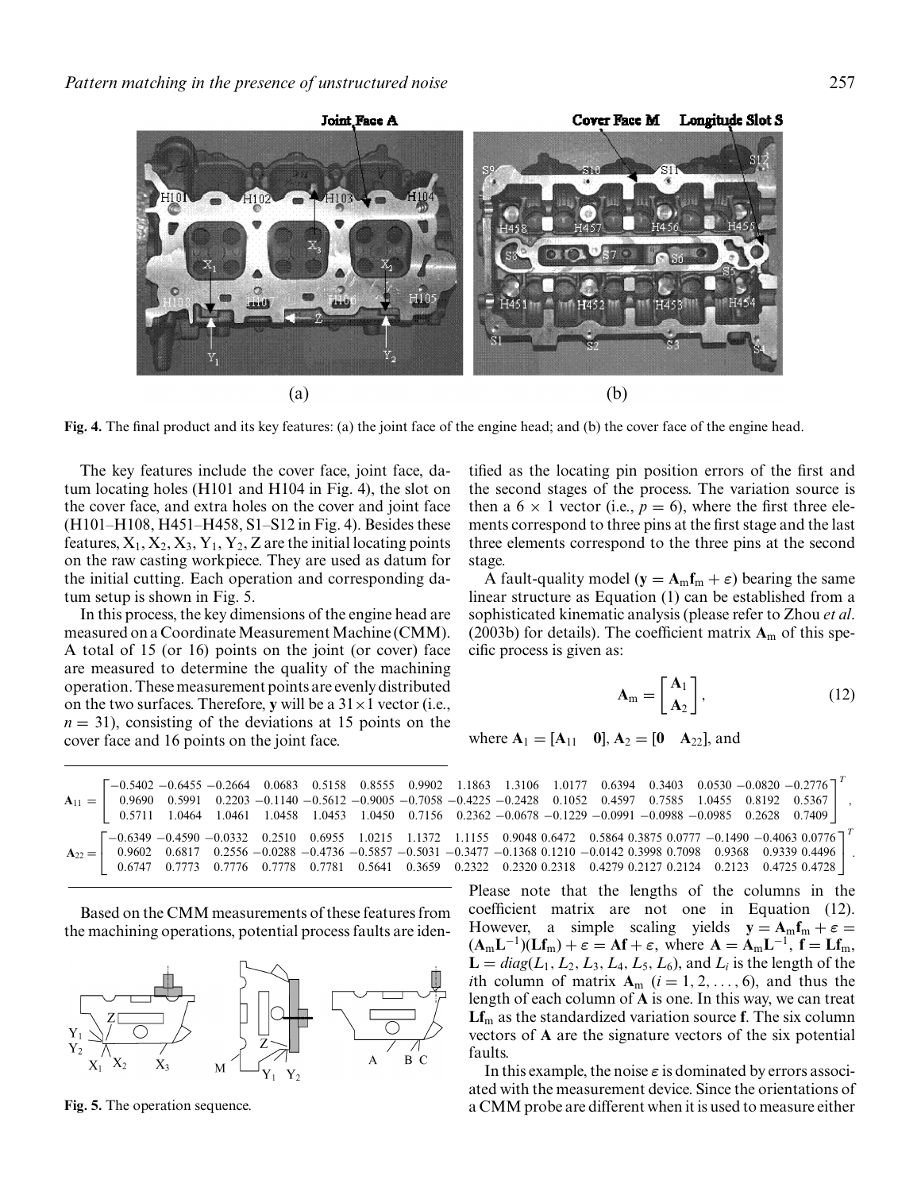**Fig. 4.** The final product and its key features: (a) the joint face of the engine head; and (b) the cover face of the engine head.

The key features include the cover face, joint face, datum locating holes (H101 and H104 in Fig. 4), the slot on the cover face, and extra holes on the cover and joint face (H101–H108, H451–H458, S1–S12 in Fig. 4). Besides these features, $X_1, X_2, X_3, Y_1, Y_2, Z$ are the initial locating points on the raw casting workpiece. They are used as datum for the initial cutting. Each operation and corresponding datum setup is shown in Fig. 5.

In this process, the key dimensions of the engine head are measured on a Coordinate Measurement Machine (CMM). A total of 15 (or 16) points on the joint (or cover) face are measured to determine the quality of the machining operation. These measurement points are evenly distributed on the two surfaces. Therefore, $\mathbf{y}$ will be a $31 \times 1$ vector (i.e., $n = 31$), consisting of the deviations at 15 points on the cover face and 16 points on the joint face.

Based on the CMM measurements of these features from the machining operations, potential process faults are identified as the locating pin position errors of the first and the second stages of the process. The variation source is then a $6 \times 1$ vector (i.e., $p = 6$), where the first three elements correspond to three pins at the first stage and the last three elements correspond to the three pins at the second stage.

A fault-quality model ($\mathbf{y} = \mathbf{A}_m \mathbf{f}_m + \varepsilon$) bearing the same linear structure as Equation (1) can be established from a sophisticated kinematic analysis (please refer to Zhou *et al.* (2003b) for details). The coefficient matrix $\mathbf{A}_m$ of this specific process is given as:

$$\mathbf{A}_m = \begin{bmatrix} \mathbf{A}_1 \\ \mathbf{A}_2 \end{bmatrix}, \tag{12}$$

where $\mathbf{A}_1 = [\mathbf{A}_{11} \quad \mathbf{0}]$, $\mathbf{A}_2 = [\mathbf{0} \quad \mathbf{A}_{22}]$, and

$$\mathbf{A}_{11} = \begin{bmatrix} -0.5402 & -0.6455 & -0.2664 & 0.0683 & 0.5158 & 0.8555 & 0.9902 & 1.1863 & 1.3106 & 1.0177 & 0.6394 & 0.3403 & 0.0530 & -0.0820 & -0.2776 \\ 0.9690 & 0.5991 & 0.2203 & -0.1140 & -0.5612 & -0.9005 & -0.7058 & -0.4225 & -0.2428 & 0.1052 & 0.4597 & 0.7585 & 1.0455 & 0.8192 & 0.5367 \\ 0.5711 & 1.0464 & 1.0461 & 1.0458 & 1.0453 & 1.0450 & 0.7156 & 0.2362 & -0.0678 & -0.1229 & -0.0991 & -0.0988 & -0.0985 & 0.2628 & 0.7409 \end{bmatrix}^T,$$

$$\mathbf{A}_{22} = \begin{bmatrix} -0.6349 & -0.4590 & -0.0332 & 0.2510 & 0.6955 & 1.0215 & 1.1372 & 1.1155 & 0.9048 & 0.6472 & 0.5864 & 0.3875 & 0.0777 & -0.1490 & -0.4063 & 0.0776 \\ 0.9602 & 0.6817 & 0.2556 & -0.0288 & -0.4736 & -0.5857 & -0.5031 & -0.3477 & -0.1368 & 0.1210 & -0.0142 & 0.3998 & 0.7098 & 0.9368 & 0.9339 & 0.4496 \\ 0.6747 & 0.7773 & 0.7776 & 0.7778 & 0.7781 & 0.5641 & 0.3659 & 0.2322 & 0.2320 & 0.2318 & 0.4279 & 0.2127 & 0.2124 & 0.2123 & 0.4725 & 0.4728 \end{bmatrix}^T.$$

**Fig. 5.** The operation sequence.

Please note that the lengths of the columns in the coefficient matrix are not one in Equation (12). However, a simple scaling yields $\mathbf{y} = \mathbf{A}_m \mathbf{f}_m + \varepsilon = (\mathbf{A}_m \mathbf{L}^{-1})(\mathbf{L}\mathbf{f}_m) + \varepsilon = \mathbf{A}\mathbf{f} + \varepsilon$, where $\mathbf{A} = \mathbf{A}_m \mathbf{L}^{-1}$, $\mathbf{f} = \mathbf{L}\mathbf{f}_m$, $\mathbf{L} = diag(L_1, L_2, L_3, L_4, L_5, L_6)$, and $L_i$ is the length of the $i$th column of matrix $\mathbf{A}_m$ $(i = 1, 2, \ldots, 6)$, and thus the length of each column of $\mathbf{A}$ is one. In this way, we can treat $\mathbf{L}\mathbf{f}_m$ as the standardized variation source $\mathbf{f}$. The six column vectors of $\mathbf{A}$ are the signature vectors of the six potential faults.

In this example, the noise $\varepsilon$ is dominated by errors associated with the measurement device. Since the orientations of a CMM probe are different when it is used to measure either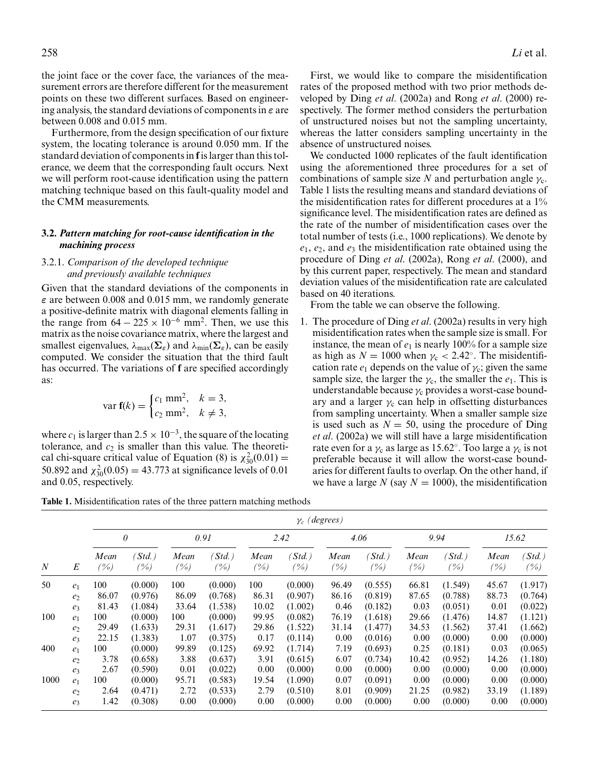the joint face or the cover face, the variances of the measurement errors are therefore different for the measurement points on these two different surfaces. Based on engineering analysis, the standard deviations of components in $\varepsilon$ are between 0.008 and 0.015 mm.

Furthermore, from the design specification of our fixture system, the locating tolerance is around 0.050 mm. If the standard deviation of components in $\mathbf{f}$ is larger than this tolerance, we deem that the corresponding fault occurs. Next we will perform root-cause identification using the pattern matching technique based on this fault-quality model and the CMM measurements.

### 3.2. *Pattern matching for root-cause identification in the machining process*

#### 3.2.1. *Comparison of the developed technique and previously available techniques*

Given that the standard deviations of the components in $\varepsilon$ are between 0.008 and 0.015 mm, we randomly generate a positive-definite matrix with diagonal elements falling in the range from $64 - 225 \times 10^{-6}$ mm$^2$. Then, we use this matrix as the noise covariance matrix, where the largest and smallest eigenvalues, $\lambda_{\max}(\boldsymbol{\Sigma}_\varepsilon)$ and $\lambda_{\min}(\boldsymbol{\Sigma}_\varepsilon)$, can be easily computed. We consider the situation that the third fault has occurred. The variations of $\mathbf{f}$ are specified accordingly as:

$$\text{var}\,\mathbf{f}(k) = \begin{cases} c_1 \text{ mm}^2, & k = 3, \\ c_2 \text{ mm}^2, & k \neq 3, \end{cases}$$

where $c_1$ is larger than $2.5 \times 10^{-3}$, the square of the locating tolerance, and $c_2$ is smaller than this value. The theoretical chi-square critical value of Equation (8) is $\chi^2_{30}(0.01) = 50.892$ and $\chi^2_{30}(0.05) = 43.773$ at significance levels of 0.01 and 0.05, respectively.

First, we would like to compare the misidentification rates of the proposed method with two prior methods developed by Ding *et al*. (2002a) and Rong *et al*. (2000) respectively. The former method considers the perturbation of unstructured noises but not the sampling uncertainty, whereas the latter considers sampling uncertainty in the absence of unstructured noises.

We conducted 1000 replicates of the fault identification using the aforementioned three procedures for a set of combinations of sample size $N$ and perturbation angle $\gamma_c$. Table 1 lists the resulting means and standard deviations of the misidentification rates for different procedures at a 1% significance level. The misidentification rates are defined as the rate of the number of misidentification cases over the total number of tests (i.e., 1000 replications). We denote by $e_1$, $e_2$, and $e_3$ the misidentification rate obtained using the procedure of Ding *et al*. (2002a), Rong *et al*. (2000), and by this current paper, respectively. The mean and standard deviation values of the misidentification rate are calculated based on 40 iterations.

From the table we can observe the following.

1. The procedure of Ding *et al*. (2002a) results in very high misidentification rates when the sample size is small. For instance, the mean of $e_1$ is nearly 100% for a sample size as high as $N = 1000$ when $\gamma_c < 2.42^\circ$. The misidentification rate $e_1$ depends on the value of $\gamma_c$; given the same sample size, the larger the $\gamma_c$, the smaller the $e_1$. This is understandable because $\gamma_c$ provides a worst-case boundary and a larger $\gamma_c$ can help in offsetting disturbances from sampling uncertainty. When a smaller sample size is used such as $N = 50$, using the procedure of Ding *et al*. (2002a) we will still have a large misidentification rate even for a $\gamma_c$ as large as $15.62^\circ$. Too large a $\gamma_c$ is not preferable because it will allow the worst-case boundaries for different faults to overlap. On the other hand, if we have a large $N$ (say $N = 1000$), the misidentification

**Table 1.** Misidentification rates of the three pattern matching methods

| | | $\gamma_c$ *(degrees)* | | | | | | | | | | | |
|---|---|---|---|---|---|---|---|---|---|---|---|---|---|
| | | *0* | | *0.91* | | *2.42* | | *4.06* | | *9.94* | | *15.62* | |
| $N$ | $E$ | *Mean (%)* | *(Std.) (%)* | *Mean (%)* | *(Std.) (%)* | *Mean (%)* | *(Std.) (%)* | *Mean (%)* | *(Std.) (%)* | *Mean (%)* | *(Std.) (%)* | *Mean (%)* | *(Std.) (%)* |
| 50 | $e_1$ | 100 | (0.000) | 100 | (0.000) | 100 | (0.000) | 96.49 | (0.555) | 66.81 | (1.549) | 45.67 | (1.917) |
| | $e_2$ | 86.07 | (0.976) | 86.09 | (0.768) | 86.31 | (0.907) | 86.16 | (0.819) | 87.65 | (0.788) | 88.73 | (0.764) |
| | $e_3$ | 81.43 | (1.084) | 33.64 | (1.538) | 10.02 | (1.002) | 0.46 | (0.182) | 0.03 | (0.051) | 0.01 | (0.022) |
| 100 | $e_1$ | 100 | (0.000) | 100 | (0.000) | 99.95 | (0.082) | 76.19 | (1.618) | 29.66 | (1.476) | 14.87 | (1.121) |
| | $e_2$ | 29.49 | (1.633) | 29.31 | (1.617) | 29.86 | (1.522) | 31.14 | (1.477) | 34.53 | (1.562) | 37.41 | (1.662) |
| | $e_3$ | 22.15 | (1.383) | 1.07 | (0.375) | 0.17 | (0.114) | 0.00 | (0.016) | 0.00 | (0.000) | 0.00 | (0.000) |
| 400 | $e_1$ | 100 | (0.000) | 99.89 | (0.125) | 69.92 | (1.714) | 7.19 | (0.693) | 0.25 | (0.181) | 0.03 | (0.065) |
| | $e_2$ | 3.78 | (0.658) | 3.88 | (0.637) | 3.91 | (0.615) | 6.07 | (0.734) | 10.42 | (0.952) | 14.26 | (1.180) |
| | $e_3$ | 2.67 | (0.590) | 0.01 | (0.022) | 0.00 | (0.000) | 0.00 | (0.000) | 0.00 | (0.000) | 0.00 | (0.000) |
| 1000 | $e_1$ | 100 | (0.000) | 95.71 | (0.583) | 19.54 | (1.090) | 0.07 | (0.091) | 0.00 | (0.000) | 0.00 | (0.000) |
| | $e_2$ | 2.64 | (0.471) | 2.72 | (0.533) | 2.79 | (0.510) | 8.01 | (0.909) | 21.25 | (0.982) | 33.19 | (1.189) |
| | $e_3$ | 1.42 | (0.308) | 0.00 | (0.000) | 0.00 | (0.000) | 0.00 | (0.000) | 0.00 | (0.000) | 0.00 | (0.000) |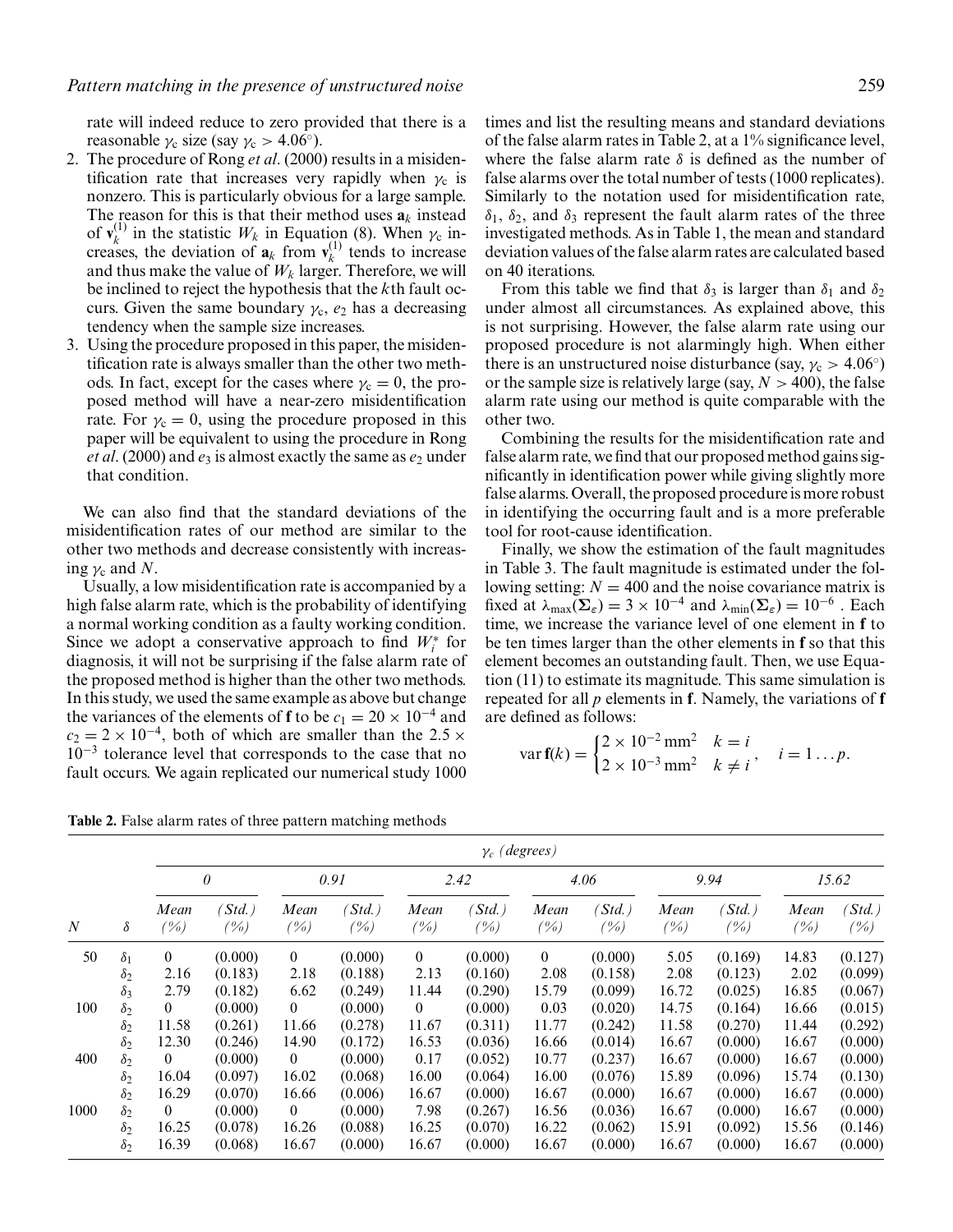rate will indeed reduce to zero provided that there is a reasonable $\gamma_c$ size (say $\gamma_c > 4.06^\circ$).

2. The procedure of Rong *et al*. (2000) results in a misidentification rate that increases very rapidly when $\gamma_c$ is nonzero. This is particularly obvious for a large sample. The reason for this is that their method uses $\mathbf{a}_k$ instead of $\mathbf{v}_k^{(1)}$ in the statistic $W_k$ in Equation (8). When $\gamma_c$ increases, the deviation of $\mathbf{a}_k$ from $\mathbf{v}_k^{(1)}$ tends to increase and thus make the value of $W_k$ larger. Therefore, we will be inclined to reject the hypothesis that the $k$th fault occurs. Given the same boundary $\gamma_c$, $e_2$ has a decreasing tendency when the sample size increases.
3. Using the procedure proposed in this paper, the misidentification rate is always smaller than the other two methods. In fact, except for the cases where $\gamma_c = 0$, the proposed method will have a near-zero misidentification rate. For $\gamma_c = 0$, using the procedure proposed in this paper will be equivalent to using the procedure in Rong *et al*. (2000) and $e_3$ is almost exactly the same as $e_2$ under that condition.

We can also find that the standard deviations of the misidentification rates of our method are similar to the other two methods and decrease consistently with increasing $\gamma_c$ and $N$.

Usually, a low misidentification rate is accompanied by a high false alarm rate, which is the probability of identifying a normal working condition as a faulty working condition. Since we adopt a conservative approach to find $W_i^*$ for diagnosis, it will not be surprising if the false alarm rate of the proposed method is higher than the other two methods. In this study, we used the same example as above but change the variances of the elements of $\mathbf{f}$ to be $c_1 = 20 \times 10^{-4}$ and $c_2 = 2 \times 10^{-4}$, both of which are smaller than the $2.5 \times 10^{-3}$ tolerance level that corresponds to the case that no fault occurs. We again replicated our numerical study 1000 times and list the resulting means and standard deviations of the false alarm rates in Table 2, at a 1% significance level, where the false alarm rate $\delta$ is defined as the number of false alarms over the total number of tests (1000 replicates). Similarly to the notation used for misidentification rate, $\delta_1$, $\delta_2$, and $\delta_3$ represent the fault alarm rates of the three investigated methods. As in Table 1, the mean and standard deviation values of the false alarm rates are calculated based on 40 iterations.

From this table we find that $\delta_3$ is larger than $\delta_1$ and $\delta_2$ under almost all circumstances. As explained above, this is not surprising. However, the false alarm rate using our proposed procedure is not alarmingly high. When either there is an unstructured noise disturbance (say, $\gamma_c > 4.06^\circ$) or the sample size is relatively large (say, $N > 400$), the false alarm rate using our method is quite comparable with the other two.

Combining the results for the misidentification rate and false alarm rate, we find that our proposed method gains significantly in identification power while giving slightly more false alarms. Overall, the proposed procedure is more robust in identifying the occurring fault and is a more preferable tool for root-cause identification.

Finally, we show the estimation of the fault magnitudes in Table 3. The fault magnitude is estimated under the following setting: $N = 400$ and the noise covariance matrix is fixed at $\lambda_{\max}(\mathbf{\Sigma}_\varepsilon) = 3 \times 10^{-4}$ and $\lambda_{\min}(\mathbf{\Sigma}_\varepsilon) = 10^{-6}$. Each time, we increase the variance level of one element in $\mathbf{f}$ to be ten times larger than the other elements in $\mathbf{f}$ so that this element becomes an outstanding fault. Then, we use Equation (11) to estimate its magnitude. This same simulation is repeated for all $p$ elements in $\mathbf{f}$. Namely, the variations of $\mathbf{f}$ are defined as follows:

$$\operatorname{var} \mathbf{f}(k) = \begin{cases} 2 \times 10^{-2}\,\text{mm}^2 & k = i \\ 2 \times 10^{-3}\,\text{mm}^2 & k \neq i \end{cases}, \quad i = 1 \ldots p.$$

**Table 2.** False alarm rates of three pattern matching methods

| | | $\gamma_c$ *(degrees)* | | | | | | | | | | | |
|---|---|---|---|---|---|---|---|---|---|---|---|---|---|
| | | *0* | | *0.91* | | *2.42* | | *4.06* | | *9.94* | | *15.62* | |
| $N$ | $\delta$ | *Mean (%)* | *(Std.) (%)* | *Mean (%)* | *(Std.) (%)* | *Mean (%)* | *(Std.) (%)* | *Mean (%)* | *(Std.) (%)* | *Mean (%)* | *(Std.) (%)* | *Mean (%)* | *(Std.) (%)* |
| 50 | $\delta_1$ | 0 | (0.000) | 0 | (0.000) | 0 | (0.000) | 0 | (0.000) | 5.05 | (0.169) | 14.83 | (0.127) |
| | $\delta_2$ | 2.16 | (0.183) | 2.18 | (0.188) | 2.13 | (0.160) | 2.08 | (0.158) | 2.08 | (0.123) | 2.02 | (0.099) |
| | $\delta_3$ | 2.79 | (0.182) | 6.62 | (0.249) | 11.44 | (0.290) | 15.79 | (0.099) | 16.72 | (0.025) | 16.85 | (0.067) |
| 100 | $\delta_2$ | 0 | (0.000) | 0 | (0.000) | 0 | (0.000) | 0.03 | (0.020) | 14.75 | (0.164) | 16.66 | (0.015) |
| | $\delta_2$ | 11.58 | (0.261) | 11.66 | (0.278) | 11.67 | (0.311) | 11.77 | (0.242) | 11.58 | (0.270) | 11.44 | (0.292) |
| | $\delta_2$ | 12.30 | (0.246) | 14.90 | (0.172) | 16.53 | (0.036) | 16.66 | (0.014) | 16.67 | (0.000) | 16.67 | (0.000) |
| 400 | $\delta_2$ | 0 | (0.000) | 0 | (0.000) | 0.17 | (0.052) | 10.77 | (0.237) | 16.67 | (0.000) | 16.67 | (0.000) |
| | $\delta_2$ | 16.04 | (0.097) | 16.02 | (0.068) | 16.00 | (0.064) | 16.00 | (0.076) | 15.89 | (0.096) | 15.74 | (0.130) |
| | $\delta_2$ | 16.29 | (0.070) | 16.66 | (0.006) | 16.67 | (0.000) | 16.67 | (0.000) | 16.67 | (0.000) | 16.67 | (0.000) |
| 1000 | $\delta_2$ | 0 | (0.000) | 0 | (0.000) | 7.98 | (0.267) | 16.56 | (0.036) | 16.67 | (0.000) | 16.67 | (0.000) |
| | $\delta_2$ | 16.25 | (0.078) | 16.26 | (0.088) | 16.25 | (0.070) | 16.22 | (0.062) | 15.91 | (0.092) | 15.56 | (0.146) |
| | $\delta_2$ | 16.39 | (0.068) | 16.67 | (0.000) | 16.67 | (0.000) | 16.67 | (0.000) | 16.67 | (0.000) | 16.67 | (0.000) |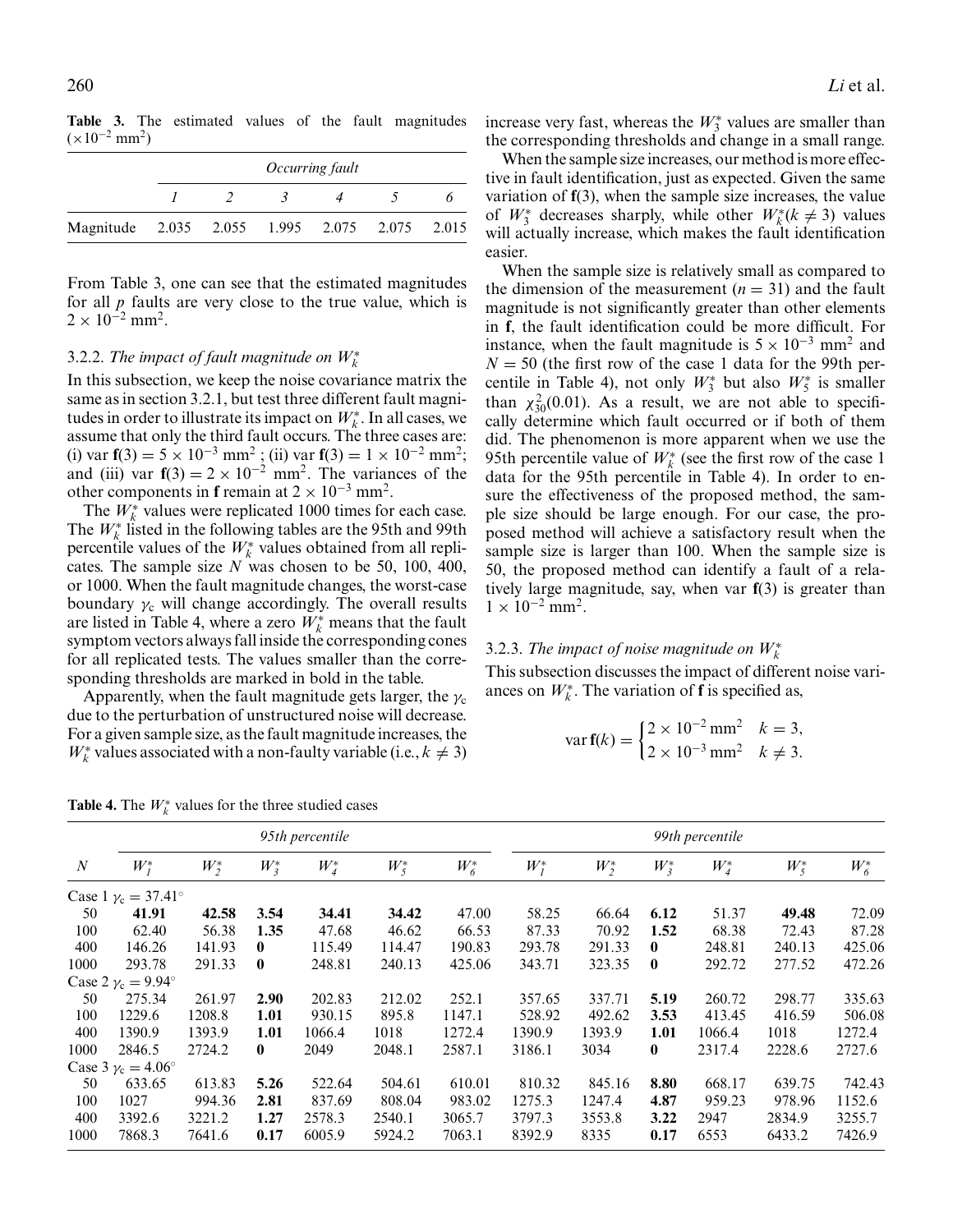**Table 3.** The estimated values of the fault magnitudes ($\times 10^{-2}$ mm$^2$)

| | *Occurring fault* | | | | | |
|---|---|---|---|---|---|---|
| | *1* | *2* | *3* | *4* | *5* | *6* |
| Magnitude | 2.035 | 2.055 | 1.995 | 2.075 | 2.075 | 2.015 |

From Table 3, one can see that the estimated magnitudes for all $p$ faults are very close to the true value, which is $2 \times 10^{-2}$ mm$^2$.

### 3.2.2. *The impact of fault magnitude on* $W_k^*$

In this subsection, we keep the noise covariance matrix the same as in section 3.2.1, but test three different fault magnitudes in order to illustrate its impact on $W_k^*$. In all cases, we assume that only the third fault occurs. The three cases are: (i) var $\mathbf{f}(3) = 5 \times 10^{-3}$ mm$^2$ ; (ii) var $\mathbf{f}(3) = 1 \times 10^{-2}$ mm$^2$; and (iii) var $\mathbf{f}(3) = 2 \times 10^{-2}$ mm$^2$. The variances of the other components in $\mathbf{f}$ remain at $2 \times 10^{-3}$ mm$^2$.

The $W_k^*$ values were replicated 1000 times for each case. The $W_k^*$ listed in the following tables are the 95th and 99th percentile values of the $W_k^*$ values obtained from all replicates. The sample size $N$ was chosen to be 50, 100, 400, or 1000. When the fault magnitude changes, the worst-case boundary $\gamma_c$ will change accordingly. The overall results are listed in Table 4, where a zero $W_k^*$ means that the fault symptom vectors always fall inside the corresponding cones for all replicated tests. The values smaller than the corresponding thresholds are marked in bold in the table.

Apparently, when the fault magnitude gets larger, the $\gamma_c$ due to the perturbation of unstructured noise will decrease. For a given sample size, as the fault magnitude increases, the $W_k^*$ values associated with a non-faulty variable (i.e., $k \neq 3$) increase very fast, whereas the $W_3^*$ values are smaller than the corresponding thresholds and change in a small range.

When the sample size increases, our method is more effective in fault identification, just as expected. Given the same variation of $\mathbf{f}(3)$, when the sample size increases, the value of $W_3^*$ decreases sharply, while other $W_k^*(k \neq 3)$ values will actually increase, which makes the fault identification easier.

When the sample size is relatively small as compared to the dimension of the measurement ($n = 31$) and the fault magnitude is not significantly greater than other elements in $\mathbf{f}$, the fault identification could be more difficult. For instance, when the fault magnitude is $5 \times 10^{-3}$ mm$^2$ and $N = 50$ (the first row of the case 1 data for the 99th percentile in Table 4), not only $W_3^*$ but also $W_5^*$ is smaller than $\chi^2_{30}(0.01)$. As a result, we are not able to specifically determine which fault occurred or if both of them did. The phenomenon is more apparent when we use the 95th percentile value of $W_k^*$ (see the first row of the case 1 data for the 95th percentile in Table 4). In order to ensure the effectiveness of the proposed method, the sample size should be large enough. For our case, the proposed method will achieve a satisfactory result when the sample size is larger than 100. When the sample size is 50, the proposed method can identify a fault of a relatively large magnitude, say, when var $\mathbf{f}(3)$ is greater than $1 \times 10^{-2}$ mm$^2$.

### 3.2.3. *The impact of noise magnitude on* $W_k^*$

This subsection discusses the impact of different noise variances on $W_k^*$. The variation of $\mathbf{f}$ is specified as,

$$\operatorname{var} \mathbf{f}(k) = \begin{cases} 2 \times 10^{-2}\,\text{mm}^2 & k = 3, \\ 2 \times 10^{-3}\,\text{mm}^2 & k \neq 3. \end{cases}$$

**Table 4.** The $W_k^*$ values for the three studied cases

| | *95th percentile* | | | | | | *99th percentile* | | | | | |
|---|---|---|---|---|---|---|---|---|---|---|---|---|
| $N$ | $W_1^*$ | $W_2^*$ | $W_3^*$ | $W_4^*$ | $W_5^*$ | $W_6^*$ | $W_1^*$ | $W_2^*$ | $W_3^*$ | $W_4^*$ | $W_5^*$ | $W_6^*$ |
| Case 1 $\gamma_c = 37.41^\circ$ | | | | | | | | | | | | |
| 50 | **41.91** | **42.58** | **3.54** | **34.41** | **34.42** | 47.00 | 58.25 | 66.64 | **6.12** | 51.37 | **49.48** | 72.09 |
| 100 | 62.40 | 56.38 | **1.35** | 47.68 | 46.62 | 66.53 | 87.33 | 70.92 | **1.52** | 68.38 | 72.43 | 87.28 |
| 400 | 146.26 | 141.93 | **0** | 115.49 | 114.47 | 190.83 | 293.78 | 291.33 | **0** | 248.81 | 240.13 | 425.06 |
| 1000 | 293.78 | 291.33 | **0** | 248.81 | 240.13 | 425.06 | 343.71 | 323.35 | **0** | 292.72 | 277.52 | 472.26 |
| Case 2 $\gamma_c = 9.94^\circ$ | | | | | | | | | | | | |
| 50 | 275.34 | 261.97 | **2.90** | 202.83 | 212.02 | 252.1 | 357.65 | 337.71 | **5.19** | 260.72 | 298.77 | 335.63 |
| 100 | 1229.6 | 1208.8 | **1.01** | 930.15 | 895.8 | 1147.1 | 528.92 | 492.62 | **3.53** | 413.45 | 416.59 | 506.08 |
| 400 | 1390.9 | 1393.9 | **1.01** | 1066.4 | 1018 | 1272.4 | 1390.9 | 1393.9 | **1.01** | 1066.4 | 1018 | 1272.4 |
| 1000 | 2846.5 | 2724.2 | **0** | 2049 | 2048.1 | 2587.1 | 3186.1 | 3034 | **0** | 2317.4 | 2228.6 | 2727.6 |
| Case 3 $\gamma_c = 4.06^\circ$ | | | | | | | | | | | | |
| 50 | 633.65 | 613.83 | **5.26** | 522.64 | 504.61 | 610.01 | 810.32 | 845.16 | **8.80** | 668.17 | 639.75 | 742.43 |
| 100 | 1027 | 994.36 | **2.81** | 837.69 | 808.04 | 983.02 | 1275.3 | 1247.4 | **4.87** | 959.23 | 978.96 | 1152.6 |
| 400 | 3392.6 | 3221.2 | **1.27** | 2578.3 | 2540.1 | 3065.7 | 3797.3 | 3553.8 | **3.22** | 2947 | 2834.9 | 3255.7 |
| 1000 | 7868.3 | 7641.6 | **0.17** | 6005.9 | 5924.2 | 7063.1 | 8392.9 | 8335 | **0.17** | 6553 | 6433.2 | 7426.9 |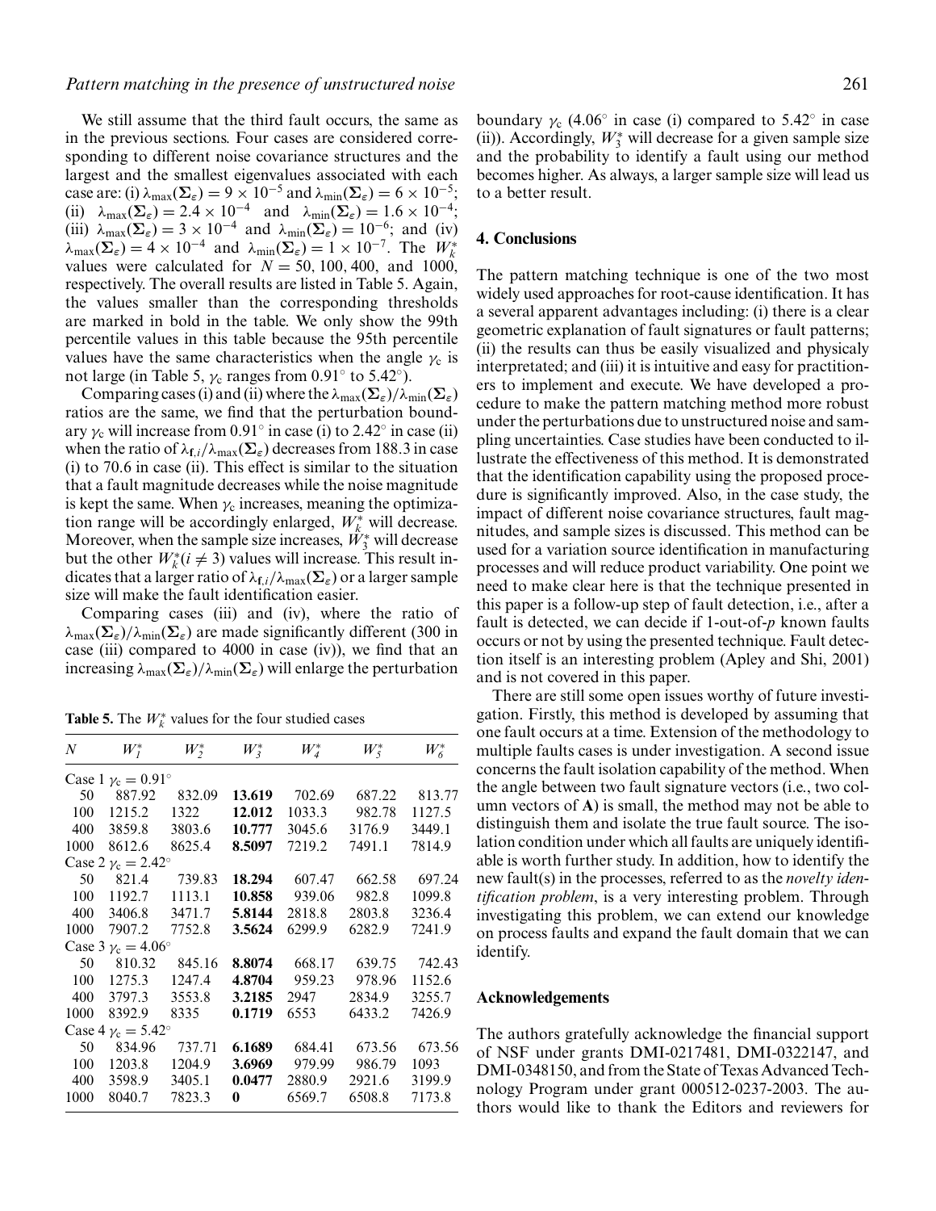We still assume that the third fault occurs, the same as in the previous sections. Four cases are considered corresponding to different noise covariance structures and the largest and the smallest eigenvalues associated with each case are: (i) $\lambda_{\max}(\mathbf{\Sigma}_\varepsilon) = 9 \times 10^{-5}$ and $\lambda_{\min}(\mathbf{\Sigma}_\varepsilon) = 6 \times 10^{-5}$; (ii) $\lambda_{\max}(\mathbf{\Sigma}_\varepsilon) = 2.4 \times 10^{-4}$ and $\lambda_{\min}(\mathbf{\Sigma}_\varepsilon) = 1.6 \times 10^{-4}$; (iii) $\lambda_{\max}(\mathbf{\Sigma}_\varepsilon) = 3 \times 10^{-4}$ and $\lambda_{\min}(\mathbf{\Sigma}_\varepsilon) = 10^{-6}$; and (iv) $\lambda_{\max}(\mathbf{\Sigma}_\varepsilon) = 4 \times 10^{-4}$ and $\lambda_{\min}(\mathbf{\Sigma}_\varepsilon) = 1 \times 10^{-7}$. The $W_k^*$ values were calculated for $N = 50, 100, 400$, and $1000$, respectively. The overall results are listed in Table 5. Again, the values smaller than the corresponding thresholds are marked in bold in the table. We only show the 99th percentile values in this table because the 95th percentile values have the same characteristics when the angle $\gamma_c$ is not large (in Table 5, $\gamma_c$ ranges from 0.91° to 5.42°).

Comparing cases (i) and (ii) where the $\lambda_{\max}(\mathbf{\Sigma}_\varepsilon)/\lambda_{\min}(\mathbf{\Sigma}_\varepsilon)$ ratios are the same, we find that the perturbation boundary $\gamma_c$ will increase from 0.91° in case (i) to 2.42° in case (ii) when the ratio of $\lambda_{\mathbf{f},i}/\lambda_{\max}(\mathbf{\Sigma}_\varepsilon)$ decreases from 188.3 in case (i) to 70.6 in case (ii). This effect is similar to the situation that a fault magnitude decreases while the noise magnitude is kept the same. When $\gamma_c$ increases, meaning the optimization range will be accordingly enlarged, $W_k^*$ will decrease. Moreover, when the sample size increases, $W_3^*$ will decrease but the other $W_k^*(i \neq 3)$ values will increase. This result indicates that a larger ratio of $\lambda_{\mathbf{f},i}/\lambda_{\max}(\mathbf{\Sigma}_\varepsilon)$ or a larger sample size will make the fault identification easier.

Comparing cases (iii) and (iv), where the ratio of $\lambda_{\max}(\mathbf{\Sigma}_\varepsilon)/\lambda_{\min}(\mathbf{\Sigma}_\varepsilon)$ are made significantly different (300 in case (iii) compared to 4000 in case (iv)), we find that an increasing $\lambda_{\max}(\mathbf{\Sigma}_\varepsilon)/\lambda_{\min}(\mathbf{\Sigma}_\varepsilon)$ will enlarge the perturbation boundary $\gamma_c$ (4.06° in case (i) compared to 5.42° in case (ii)). Accordingly, $W_3^*$ will decrease for a given sample size and the probability to identify a fault using our method becomes higher. As always, a larger sample size will lead us to a better result.

**Table 5.** The $W_k^*$ values for the four studied cases

| $N$ | $W_1^*$ | $W_2^*$ | $W_3^*$ | $W_4^*$ | $W_5^*$ | $W_6^*$ |
|---|---|---|---|---|---|---|
| Case 1 $\gamma_c = 0.91°$ | | | | | | |
| 50 | 887.92 | 832.09 | **13.619** | 702.69 | 687.22 | 813.77 |
| 100 | 1215.2 | 1322 | **12.012** | 1033.3 | 982.78 | 1127.5 |
| 400 | 3859.8 | 3803.6 | **10.777** | 3045.6 | 3176.9 | 3449.1 |
| 1000 | 8612.6 | 8625.4 | **8.5097** | 7219.2 | 7491.1 | 7814.9 |
| Case 2 $\gamma_c = 2.42°$ | | | | | | |
| 50 | 821.4 | 739.83 | **18.294** | 607.47 | 662.58 | 697.24 |
| 100 | 1192.7 | 1113.1 | **10.858** | 939.06 | 982.8 | 1099.8 |
| 400 | 3406.8 | 3471.7 | **5.8144** | 2818.8 | 2803.8 | 3236.4 |
| 1000 | 7907.2 | 7752.8 | **3.5624** | 6299.9 | 6282.9 | 7241.9 |
| Case 3 $\gamma_c = 4.06°$ | | | | | | |
| 50 | 810.32 | 845.16 | **8.8074** | 668.17 | 639.75 | 742.43 |
| 100 | 1275.3 | 1247.4 | **4.8704** | 959.23 | 978.96 | 1152.6 |
| 400 | 3797.3 | 3553.8 | **3.2185** | 2947 | 2834.9 | 3255.7 |
| 1000 | 8392.9 | 8335 | **0.1719** | 6553 | 6433.2 | 7426.9 |
| Case 4 $\gamma_c = 5.42°$ | | | | | | |
| 50 | 834.96 | 737.71 | **6.1689** | 684.41 | 673.56 | 673.56 |
| 100 | 1203.8 | 1204.9 | **3.6969** | 979.99 | 986.79 | 1093 |
| 400 | 3598.9 | 3405.1 | **0.0477** | 2880.9 | 2921.6 | 3199.9 |
| 1000 | 8040.7 | 7823.3 | **0** | 6569.7 | 6508.8 | 7173.8 |

## 4. Conclusions

The pattern matching technique is one of the two most widely used approaches for root-cause identification. It has a several apparent advantages including: (i) there is a clear geometric explanation of fault signatures or fault patterns; (ii) the results can thus be easily visualized and physicaly interpretated; and (iii) it is intuitive and easy for practitioners to implement and execute. We have developed a procedure to make the pattern matching method more robust under the perturbations due to unstructured noise and sampling uncertainties. Case studies have been conducted to illustrate the effectiveness of this method. It is demonstrated that the identification capability using the proposed procedure is significantly improved. Also, in the case study, the impact of different noise covariance structures, fault magnitudes, and sample sizes is discussed. This method can be used for a variation source identification in manufacturing processes and will reduce product variability. One point we need to make clear here is that the technique presented in this paper is a follow-up step of fault detection, i.e., after a fault is detected, we can decide if 1-out-of-$p$ known faults occurs or not by using the presented technique. Fault detection itself is an interesting problem (Apley and Shi, 2001) and is not covered in this paper.

There are still some open issues worthy of future investigation. Firstly, this method is developed by assuming that one fault occurs at a time. Extension of the methodology to multiple faults cases is under investigation. A second issue concerns the fault isolation capability of the method. When the angle between two fault signature vectors (i.e., two column vectors of **A**) is small, the method may not be able to distinguish them and isolate the true fault source. The isolation condition under which all faults are uniquely identifiable is worth further study. In addition, how to identify the new fault(s) in the processes, referred to as the *novelty identification problem*, is a very interesting problem. Through investigating this problem, we can extend our knowledge on process faults and expand the fault domain that we can identify.

## Acknowledgements

The authors gratefully acknowledge the financial support of NSF under grants DMI-0217481, DMI-0322147, and DMI-0348150, and from the State of Texas Advanced Technology Program under grant 000512-0237-2003. The authors would like to thank the Editors and reviewers for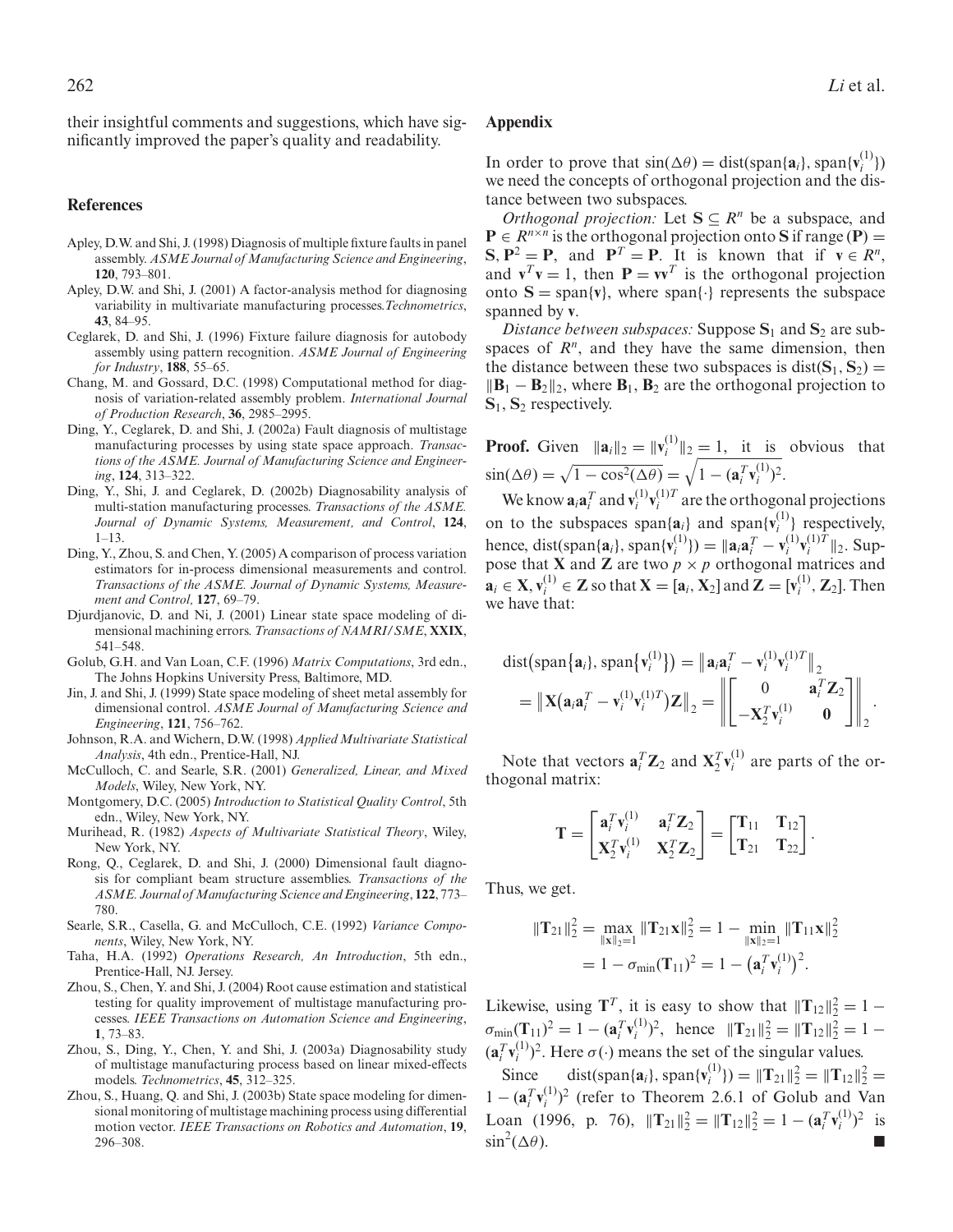their insightful comments and suggestions, which have significantly improved the paper's quality and readability.

## References

Apley, D.W. and Shi, J. (1998) Diagnosis of multiple fixture faults in panel assembly. *ASME Journal of Manufacturing Science and Engineering*, **120**, 793–801.

Apley, D.W. and Shi, J. (2001) A factor-analysis method for diagnosing variability in multivariate manufacturing processes. *Technometrics*, **43**, 84–95.

Ceglarek, D. and Shi, J. (1996) Fixture failure diagnosis for autobody assembly using pattern recognition. *ASME Journal of Engineering for Industry*, **188**, 55–65.

Chang, M. and Gossard, D.C. (1998) Computational method for diagnosis of variation-related assembly problem. *International Journal of Production Research*, **36**, 2985–2995.

Ding, Y., Ceglarek, D. and Shi, J. (2002a) Fault diagnosis of multistage manufacturing processes by using state space approach. *Transactions of the ASME. Journal of Manufacturing Science and Engineering*, **124**, 313–322.

Ding, Y., Shi, J. and Ceglarek, D. (2002b) Diagnosability analysis of multi-station manufacturing processes. *Transactions of the ASME. Journal of Dynamic Systems, Measurement, and Control*, **124**, 1–13.

Ding, Y., Zhou, S. and Chen, Y. (2005) A comparison of process variation estimators for in-process dimensional measurements and control. *Transactions of the ASME. Journal of Dynamic Systems, Measurement and Control,* **127**, 69–79.

Djurdjanovic, D. and Ni, J. (2001) Linear state space modeling of dimensional machining errors. *Transactions of NAMRI/SME*, **XXIX**, 541–548.

Golub, G.H. and Van Loan, C.F. (1996) *Matrix Computations*, 3rd edn., The Johns Hopkins University Press, Baltimore, MD.

Jin, J. and Shi, J. (1999) State space modeling of sheet metal assembly for dimensional control. *ASME Journal of Manufacturing Science and Engineering*, **121**, 756–762.

Johnson, R.A. and Wichern, D.W. (1998) *Applied Multivariate Statistical Analysis*, 4th edn., Prentice-Hall, NJ.

McCulloch, C. and Searle, S.R. (2001) *Generalized, Linear, and Mixed Models*, Wiley, New York, NY.

Montgomery, D.C. (2005) *Introduction to Statistical Quality Control*, 5th edn., Wiley, New York, NY.

Murihead, R. (1982) *Aspects of Multivariate Statistical Theory*, Wiley, New York, NY.

Rong, Q., Ceglarek, D. and Shi, J. (2000) Dimensional fault diagnosis for compliant beam structure assemblies. *Transactions of the ASME. Journal of Manufacturing Science and Engineering*, **122**, 773–780.

Searle, S.R., Casella, G. and McCulloch, C.E. (1992) *Variance Components*, Wiley, New York, NY.

Taha, H.A. (1992) *Operations Research, An Introduction*, 5th edn., Prentice-Hall, NJ. Jersey.

Zhou, S., Chen, Y. and Shi, J. (2004) Root cause estimation and statistical testing for quality improvement of multistage manufacturing processes. *IEEE Transactions on Automation Science and Engineering*, **1**, 73–83.

Zhou, S., Ding, Y., Chen, Y. and Shi, J. (2003a) Diagnosability study of multistage manufacturing process based on linear mixed-effects models. *Technometrics*, **45**, 312–325.

Zhou, S., Huang, Q. and Shi, J. (2003b) State space modeling for dimensional monitoring of multistage machining process using differential motion vector. *IEEE Transactions on Robotics and Automation*, **19**, 296–308.

## Appendix

In order to prove that $\sin(\Delta\theta) = \text{dist}(\text{span}\{\mathbf{a}_i\}, \text{span}\{\mathbf{v}_i^{(1)}\})$ we need the concepts of orthogonal projection and the distance between two subspaces.

*Orthogonal projection:* Let $\mathbf{S} \subseteq R^n$ be a subspace, and $\mathbf{P} \in R^{n\times n}$ is the orthogonal projection onto $\mathbf{S}$ if range $(\mathbf{P}) = \mathbf{S}$, $\mathbf{P}^2 = \mathbf{P}$, and $\mathbf{P}^T = \mathbf{P}$. It is known that if $\mathbf{v} \in R^n$, and $\mathbf{v}^T\mathbf{v} = 1$, then $\mathbf{P} = \mathbf{v}\mathbf{v}^T$ is the orthogonal projection onto $\mathbf{S} = \text{span}\{\mathbf{v}\}$, where span$\{\cdot\}$ represents the subspace spanned by $\mathbf{v}$.

*Distance between subspaces:* Suppose $\mathbf{S}_1$ and $\mathbf{S}_2$ are subspaces of $R^n$, and they have the same dimension, then the distance between these two subspaces is $\text{dist}(\mathbf{S}_1, \mathbf{S}_2) = \|\mathbf{B}_1 - \mathbf{B}_2\|_2$, where $\mathbf{B}_1$, $\mathbf{B}_2$ are the orthogonal projection to $\mathbf{S}_1$, $\mathbf{S}_2$ respectively.

**Proof.** Given $\|\mathbf{a}_i\|_2 = \|\mathbf{v}_i^{(1)}\|_2 = 1$, it is obvious that $\sin(\Delta\theta) = \sqrt{1-\cos^2(\Delta\theta)} = \sqrt{1-(\mathbf{a}_i^T\mathbf{v}_i^{(1)})^2}$.

We know $\mathbf{a}_i\mathbf{a}_i^T$ and $\mathbf{v}_i^{(1)}\mathbf{v}_i^{(1)T}$ are the orthogonal projections on to the subspaces span$\{\mathbf{a}_i\}$ and span$\{\mathbf{v}_i^{(1)}\}$ respectively, hence, $\text{dist}(\text{span}\{\mathbf{a}_i\}, \text{span}\{\mathbf{v}_i^{(1)}\}) = \|\mathbf{a}_i\mathbf{a}_i^T - \mathbf{v}_i^{(1)}\mathbf{v}_i^{(1)T}\|_2$. Suppose that $\mathbf{X}$ and $\mathbf{Z}$ are two $p \times p$ orthogonal matrices and $\mathbf{a}_i \in \mathbf{X}, \mathbf{v}_i^{(1)} \in \mathbf{Z}$ so that $\mathbf{X} = [\mathbf{a}_i, \mathbf{X}_2]$ and $\mathbf{Z} = [\mathbf{v}_i^{(1)}, \mathbf{Z}_2]$. Then we have that:

$$\text{dist}\big(\text{span}\{\mathbf{a}_i\}, \text{span}\{\mathbf{v}_i^{(1)}\}\big) = \big\|\mathbf{a}_i\mathbf{a}_i^T - \mathbf{v}_i^{(1)}\mathbf{v}_i^{(1)T}\big\|_2$$
$$= \big\|\mathbf{X}\big(\mathbf{a}_i\mathbf{a}_i^T - \mathbf{v}_i^{(1)}\mathbf{v}_i^{(1)T}\big)\mathbf{Z}\big\|_2 = \left\|\begin{bmatrix} 0 & \mathbf{a}_i^T\mathbf{Z}_2 \\ -\mathbf{X}_2^T\mathbf{v}_i^{(1)} & \mathbf{0} \end{bmatrix}\right\|_2.$$

Note that vectors $\mathbf{a}_i^T\mathbf{Z}_2$ and $\mathbf{X}_2^T\mathbf{v}_i^{(1)}$ are parts of the orthogonal matrix:

$$\mathbf{T} = \begin{bmatrix} \mathbf{a}_i^T\mathbf{v}_i^{(1)} & \mathbf{a}_i^T\mathbf{Z}_2 \\ \mathbf{X}_2^T\mathbf{v}_i^{(1)} & \mathbf{X}_2^T\mathbf{Z}_2 \end{bmatrix} = \begin{bmatrix} \mathbf{T}_{11} & \mathbf{T}_{12} \\ \mathbf{T}_{21} & \mathbf{T}_{22} \end{bmatrix}.$$

Thus, we get.

$$\|\mathbf{T}_{21}\|_2^2 = \max_{\|\mathbf{x}\|_2=1} \|\mathbf{T}_{21}\mathbf{x}\|_2^2 = 1 - \min_{\|\mathbf{x}\|_2=1} \|\mathbf{T}_{11}\mathbf{x}\|_2^2$$
$$= 1 - \sigma_{\min}(\mathbf{T}_{11})^2 = 1 - \big(\mathbf{a}_i^T\mathbf{v}_i^{(1)}\big)^2.$$

Likewise, using $\mathbf{T}^T$, it is easy to show that $\|\mathbf{T}_{12}\|_2^2 = 1 - \sigma_{\min}(\mathbf{T}_{11})^2 = 1 - (\mathbf{a}_i^T\mathbf{v}_i^{(1)})^2$, hence $\|\mathbf{T}_{21}\|_2^2 = \|\mathbf{T}_{12}\|_2^2 = 1 - (\mathbf{a}_i^T\mathbf{v}_i^{(1)})^2$. Here $\sigma(\cdot)$ means the set of the singular values.

Since $\text{dist}(\text{span}\{\mathbf{a}_i\}, \text{span}\{\mathbf{v}_i^{(1)}\}) = \|\mathbf{T}_{21}\|_2^2 = \|\mathbf{T}_{12}\|_2^2 = 1 - (\mathbf{a}_i^T\mathbf{v}_i^{(1)})^2$ (refer to Theorem 2.6.1 of Golub and Van Loan (1996, p. 76), $\|\mathbf{T}_{21}\|_2^2 = \|\mathbf{T}_{12}\|_2^2 = 1 - (\mathbf{a}_i^T\mathbf{v}_i^{(1)})^2$ is $\sin^2(\Delta\theta)$. ■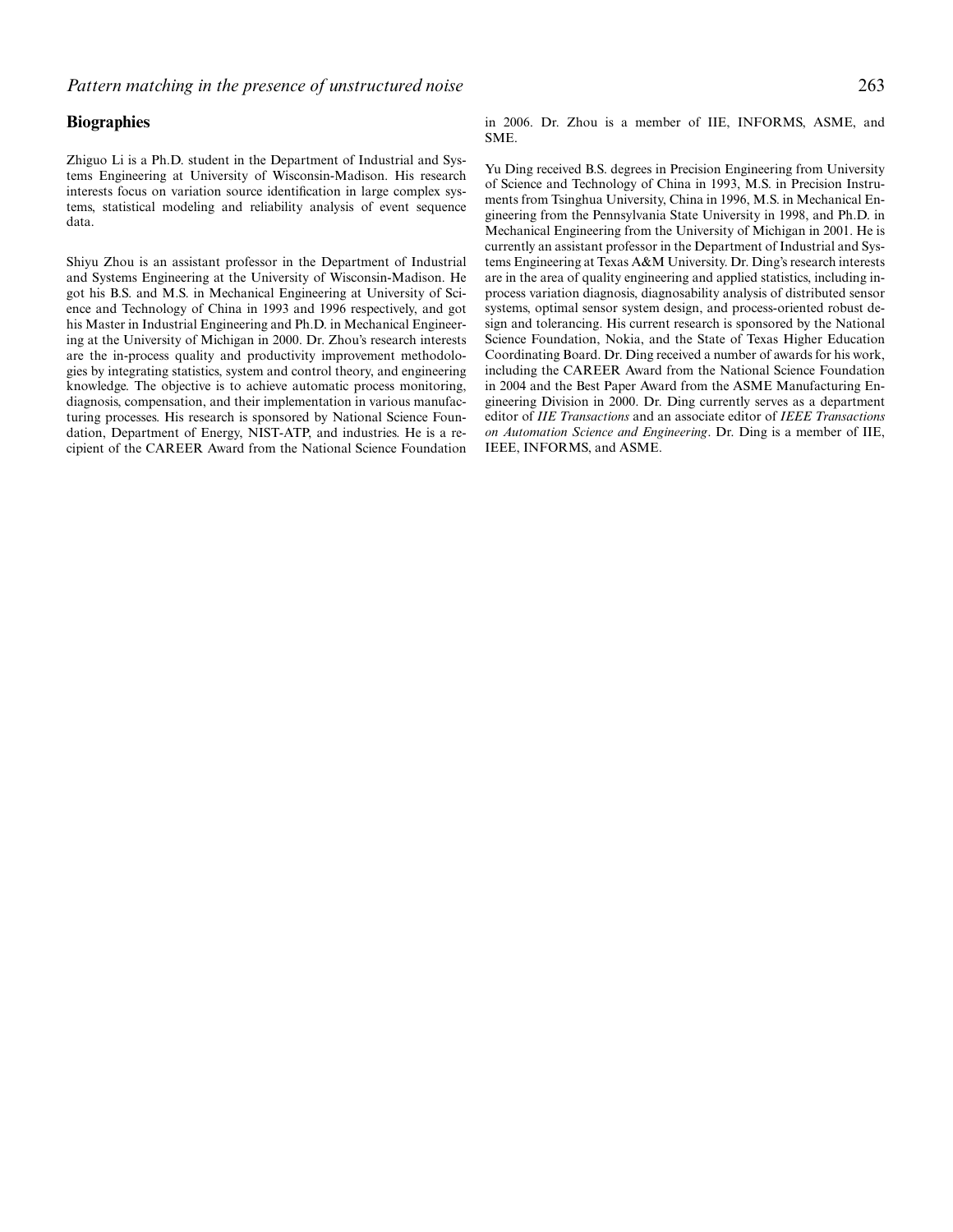## Biographies

Zhiguo Li is a Ph.D. student in the Department of Industrial and Systems Engineering at University of Wisconsin-Madison. His research interests focus on variation source identification in large complex systems, statistical modeling and reliability analysis of event sequence data.

Shiyu Zhou is an assistant professor in the Department of Industrial and Systems Engineering at the University of Wisconsin-Madison. He got his B.S. and M.S. in Mechanical Engineering at University of Science and Technology of China in 1993 and 1996 respectively, and got his Master in Industrial Engineering and Ph.D. in Mechanical Engineering at the University of Michigan in 2000. Dr. Zhou's research interests are the in-process quality and productivity improvement methodologies by integrating statistics, system and control theory, and engineering knowledge. The objective is to achieve automatic process monitoring, diagnosis, compensation, and their implementation in various manufacturing processes. His research is sponsored by National Science Foundation, Department of Energy, NIST-ATP, and industries. He is a recipient of the CAREER Award from the National Science Foundation in 2006. Dr. Zhou is a member of IIE, INFORMS, ASME, and SME.

Yu Ding received B.S. degrees in Precision Engineering from University of Science and Technology of China in 1993, M.S. in Precision Instruments from Tsinghua University, China in 1996, M.S. in Mechanical Engineering from the Pennsylvania State University in 1998, and Ph.D. in Mechanical Engineering from the University of Michigan in 2001. He is currently an assistant professor in the Department of Industrial and Systems Engineering at Texas A&M University. Dr. Ding's research interests are in the area of quality engineering and applied statistics, including in-process variation diagnosis, diagnosability analysis of distributed sensor systems, optimal sensor system design, and process-oriented robust design and tolerancing. His current research is sponsored by the National Science Foundation, Nokia, and the State of Texas Higher Education Coordinating Board. Dr. Ding received a number of awards for his work, including the CAREER Award from the National Science Foundation in 2004 and the Best Paper Award from the ASME Manufacturing Engineering Division in 2000. Dr. Ding currently serves as a department editor of *IIE Transactions* and an associate editor of *IEEE Transactions on Automation Science and Engineering*. Dr. Ding is a member of IIE, IEEE, INFORMS, and ASME.